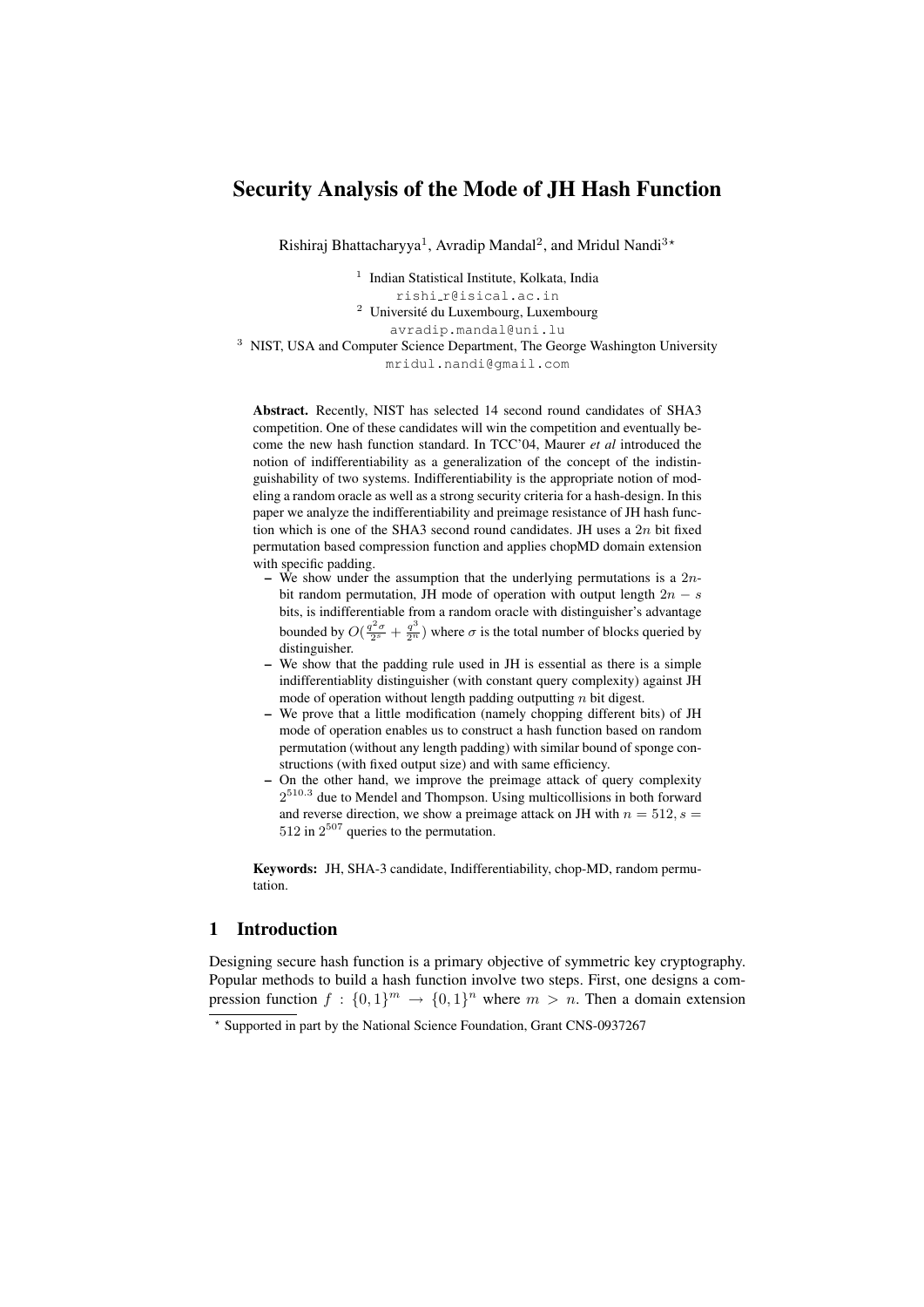# Security Analysis of the Mode of JH Hash Function

Rishiraj Bhattacharyya[1], Avradip Mandal[2], and Mridul Nandi[3*]

[1] Indian Statistical Institute, Kolkata, India
rishi_r@isical.ac.in
[2] Université du Luxembourg, Luxembourg
avradip.mandal@uni.lu
[3] NIST, USA and Computer Science Department, The George Washington University
mridul.nandi@gmail.com

**Abstract.** Recently, NIST has selected 14 second round candidates of SHA3 competition. One of these candidates will win the competition and eventually become the new hash function standard. In TCC'04, Maurer *et al* introduced the notion of indifferentiability as a generalization of the concept of the indistinguishability of two systems. Indifferentiability is the appropriate notion of modeling a random oracle as well as a strong security criteria for a hash-design. In this paper we analyze the indifferentiability and preimage resistance of JH hash function which is one of the SHA3 second round candidates. JH uses a $2n$ bit fixed permutation based compression function and applies chopMD domain extension with specific padding.

- We show under the assumption that the underlying permutations is a $2n$-bit random permutation, JH mode of operation with output length $2n - s$ bits, is indifferentiable from a random oracle with distinguisher's advantage bounded by $O(\frac{q^2\sigma}{2^s} + \frac{q^3}{2^n})$ where $\sigma$ is the total number of blocks queried by distinguisher.
- We show that the padding rule used in JH is essential as there is a simple indifferentiablity distinguisher (with constant query complexity) against JH mode of operation without length padding outputting $n$ bit digest.
- We prove that a little modification (namely chopping different bits) of JH mode of operation enables us to construct a hash function based on random permutation (without any length padding) with similar bound of sponge constructions (with fixed output size) and with same efficiency.
- On the other hand, we improve the preimage attack of query complexity $2^{510.3}$ due to Mendel and Thompson. Using multicollisions in both forward and reverse direction, we show a preimage attack on JH with $n = 512, s = 512$ in $2^{507}$ queries to the permutation.

**Keywords:** JH, SHA-3 candidate, Indifferentiability, chop-MD, random permutation.

## 1 Introduction

Designing secure hash function is a primary objective of symmetric key cryptography. Popular methods to build a hash function involve two steps. First, one designs a compression function $f : \{0,1\}^m \to \{0,1\}^n$ where $m > n$. Then a domain extension

[*] Supported in part by the National Science Foundation, Grant CNS-0937267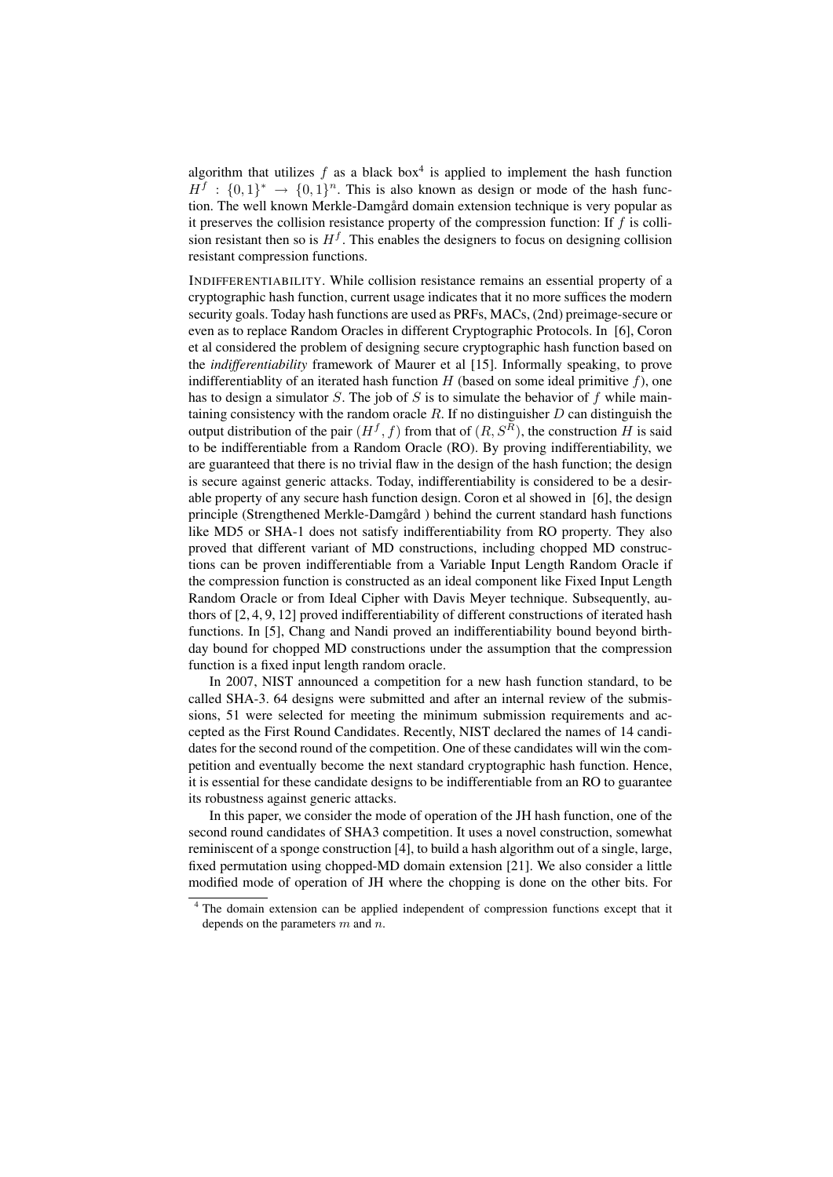algorithm that utilizes $f$ as a black box[4] is applied to implement the hash function $H^f : \{0,1\}^* \rightarrow \{0,1\}^n$. This is also known as design or mode of the hash function. The well known Merkle-Damgård domain extension technique is very popular as it preserves the collision resistance property of the compression function: If $f$ is collision resistant then so is $H^f$. This enables the designers to focus on designing collision resistant compression functions.

INDIFFERENTIABILITY. While collision resistance remains an essential property of a cryptographic hash function, current usage indicates that it no more suffices the modern security goals. Today hash functions are used as PRFs, MACs, (2nd) preimage-secure or even as to replace Random Oracles in different Cryptographic Protocols. In [6], Coron et al considered the problem of designing secure cryptographic hash function based on the *indifferentiability* framework of Maurer et al [15]. Informally speaking, to prove indifferentiablity of an iterated hash function $H$ (based on some ideal primitive $f$), one has to design a simulator $S$. The job of $S$ is to simulate the behavior of $f$ while maintaining consistency with the random oracle $R$. If no distinguisher $D$ can distinguish the output distribution of the pair $(H^f, f)$ from that of $(R, S^R)$, the construction $H$ is said to be indifferentiable from a Random Oracle (RO). By proving indifferentiability, we are guaranteed that there is no trivial flaw in the design of the hash function; the design is secure against generic attacks. Today, indifferentiability is considered to be a desirable property of any secure hash function design. Coron et al showed in [6], the design principle (Strengthened Merkle-Damgård ) behind the current standard hash functions like MD5 or SHA-1 does not satisfy indifferentiability from RO property. They also proved that different variant of MD constructions, including chopped MD constructions can be proven indifferentiable from a Variable Input Length Random Oracle if the compression function is constructed as an ideal component like Fixed Input Length Random Oracle or from Ideal Cipher with Davis Meyer technique. Subsequently, authors of [2, 4, 9, 12] proved indifferentiability of different constructions of iterated hash functions. In [5], Chang and Nandi proved an indifferentiability bound beyond birthday bound for chopped MD constructions under the assumption that the compression function is a fixed input length random oracle.

In 2007, NIST announced a competition for a new hash function standard, to be called SHA-3. 64 designs were submitted and after an internal review of the submissions, 51 were selected for meeting the minimum submission requirements and accepted as the First Round Candidates. Recently, NIST declared the names of 14 candidates for the second round of the competition. One of these candidates will win the competition and eventually become the next standard cryptographic hash function. Hence, it is essential for these candidate designs to be indifferentiable from an RO to guarantee its robustness against generic attacks.

In this paper, we consider the mode of operation of the JH hash function, one of the second round candidates of SHA3 competition. It uses a novel construction, somewhat reminiscent of a sponge construction [4], to build a hash algorithm out of a single, large, fixed permutation using chopped-MD domain extension [21]. We also consider a little modified mode of operation of JH where the chopping is done on the other bits. For

[4] The domain extension can be applied independent of compression functions except that it depends on the parameters $m$ and $n$.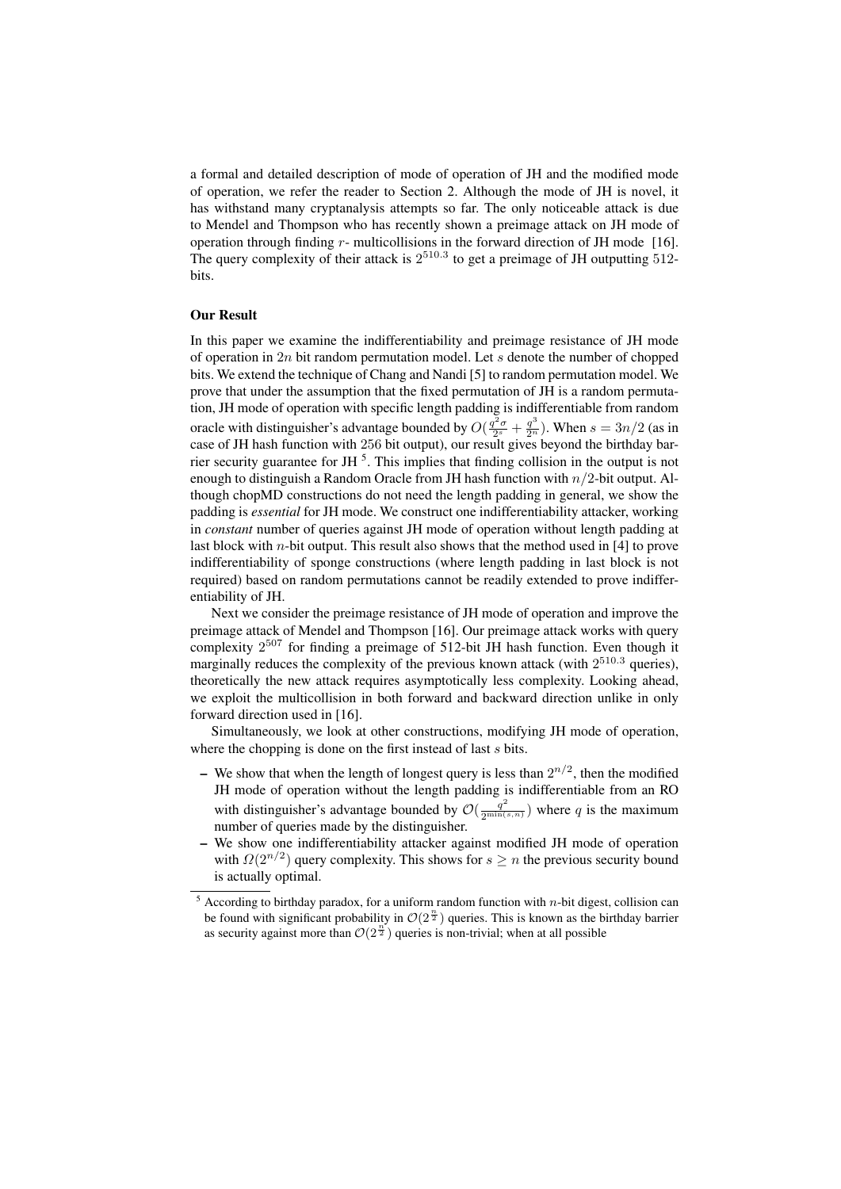a formal and detailed description of mode of operation of JH and the modified mode of operation, we refer the reader to Section 2. Although the mode of JH is novel, it has withstand many cryptanalysis attempts so far. The only noticeable attack is due to Mendel and Thompson who has recently shown a preimage attack on JH mode of operation through finding $r$- multicollisions in the forward direction of JH mode [16]. The query complexity of their attack is $2^{510.3}$ to get a preimage of JH outputting 512-bits.

**Our Result**

In this paper we examine the indifferentiability and preimage resistance of JH mode of operation in $2n$ bit random permutation model. Let $s$ denote the number of chopped bits. We extend the technique of Chang and Nandi [5] to random permutation model. We prove that under the assumption that the fixed permutation of JH is a random permutation, JH mode of operation with specific length padding is indifferentiable from random oracle with distinguisher's advantage bounded by $O(\frac{q^2\sigma}{2^s} + \frac{q^3}{2^n})$. When $s = 3n/2$ (as in case of JH hash function with 256 bit output), our result gives beyond the birthday barrier security guarantee for JH [5]. This implies that finding collision in the output is not enough to distinguish a Random Oracle from JH hash function with $n/2$-bit output. Although chopMD constructions do not need the length padding in general, we show the padding is *essential* for JH mode. We construct one indifferentiability attacker, working in *constant* number of queries against JH mode of operation without length padding at last block with $n$-bit output. This result also shows that the method used in [4] to prove indifferentiability of sponge constructions (where length padding in last block is not required) based on random permutations cannot be readily extended to prove indifferentiability of JH.

Next we consider the preimage resistance of JH mode of operation and improve the preimage attack of Mendel and Thompson [16]. Our preimage attack works with query complexity $2^{507}$ for finding a preimage of 512-bit JH hash function. Even though it marginally reduces the complexity of the previous known attack (with $2^{510.3}$ queries), theoretically the new attack requires asymptotically less complexity. Looking ahead, we exploit the multicollision in both forward and backward direction unlike in only forward direction used in [16].

Simultaneously, we look at other constructions, modifying JH mode of operation, where the chopping is done on the first instead of last $s$ bits.

- We show that when the length of longest query is less than $2^{n/2}$, then the modified JH mode of operation without the length padding is indifferentiable from an RO with distinguisher's advantage bounded by $\mathcal{O}(\frac{q^2}{2^{\min(s,n)}})$ where $q$ is the maximum number of queries made by the distinguisher.
- We show one indifferentiability attacker against modified JH mode of operation with $\Omega(2^{n/2})$ query complexity. This shows for $s \geq n$ the previous security bound is actually optimal.

[5] According to birthday paradox, for a uniform random function with $n$-bit digest, collision can be found with significant probability in $\mathcal{O}(2^{\frac{n}{2}})$ queries. This is known as the birthday barrier as security against more than $\mathcal{O}(2^{\frac{n}{2}})$ queries is non-trivial; when at all possible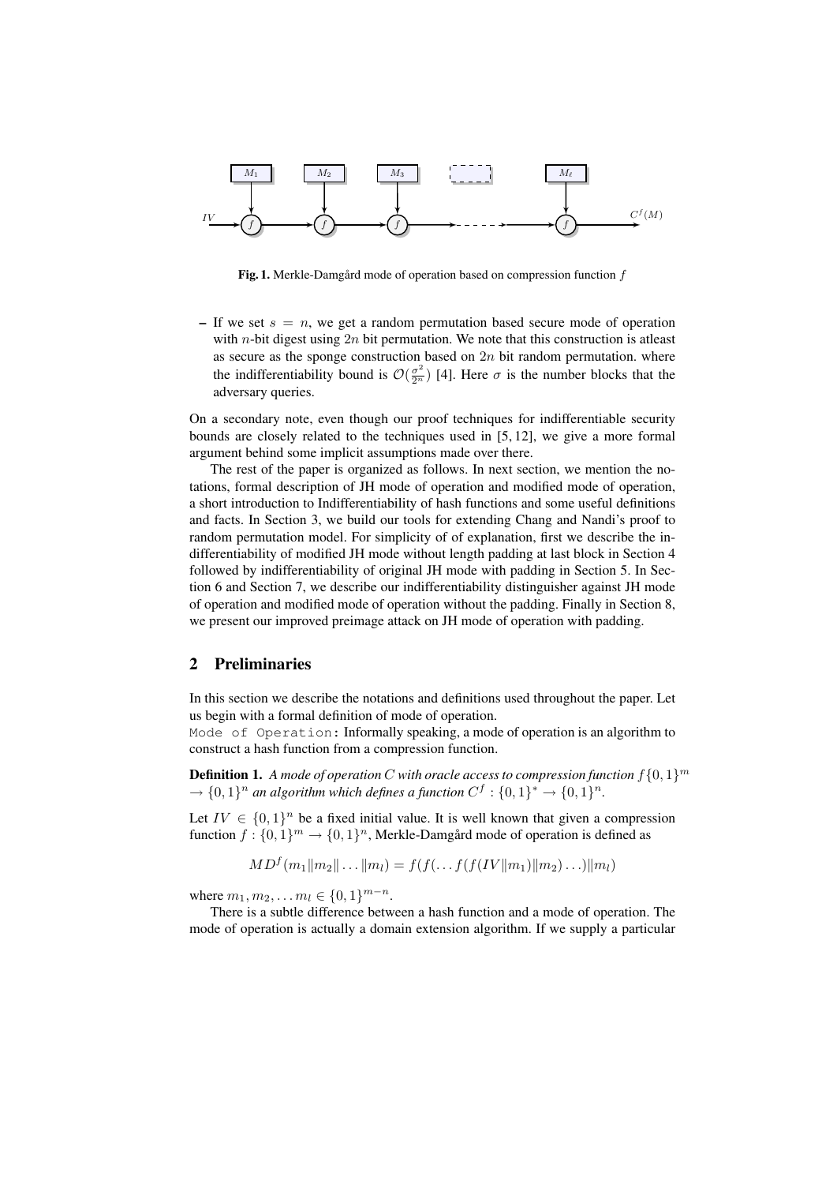**Fig. 1.** Merkle-Damgård mode of operation based on compression function $f$

- If we set $s = n$, we get a random permutation based secure mode of operation with $n$-bit digest using $2n$ bit permutation. We note that this construction is atleast as secure as the sponge construction based on $2n$ bit random permutation. where the indifferentiability bound is $\mathcal{O}(\frac{\sigma^2}{2^n})$ [4]. Here $\sigma$ is the number blocks that the adversary queries.

On a secondary note, even though our proof techniques for indifferentiable security bounds are closely related to the techniques used in [5, 12], we give a more formal argument behind some implicit assumptions made over there.

The rest of the paper is organized as follows. In next section, we mention the notations, formal description of JH mode of operation and modified mode of operation, a short introduction to Indifferentiability of hash functions and some useful definitions and facts. In Section 3, we build our tools for extending Chang and Nandi's proof to random permutation model. For simplicity of of explanation, first we describe the indifferentiability of modified JH mode without length padding at last block in Section 4 followed by indifferentiability of original JH mode with padding in Section 5. In Section 6 and Section 7, we describe our indifferentiability distinguisher against JH mode of operation and modified mode of operation without the padding. Finally in Section 8, we present our improved preimage attack on JH mode of operation with padding.

## 2 Preliminaries

In this section we describe the notations and definitions used throughout the paper. Let us begin with a formal definition of mode of operation.

`Mode of Operation`: Informally speaking, a mode of operation is an algorithm to construct a hash function from a compression function.

**Definition 1.** *A mode of operation $C$ with oracle access to compression function $f\{0,1\}^m \rightarrow \{0,1\}^n$ an algorithm which defines a function $C^f : \{0,1\}^* \rightarrow \{0,1\}^n$.*

Let $IV \in \{0,1\}^n$ be a fixed initial value. It is well known that given a compression function $f : \{0,1\}^m \rightarrow \{0,1\}^n$, Merkle-Damgård mode of operation is defined as

$$MD^f(m_1\|m_2\|\ldots\|m_l) = f(f(\ldots f(f(IV\|m_1)\|m_2)\ldots)\|m_l)$$

where $m_1, m_2, \ldots m_l \in \{0,1\}^{m-n}$.

There is a subtle difference between a hash function and a mode of operation. The mode of operation is actually a domain extension algorithm. If we supply a particular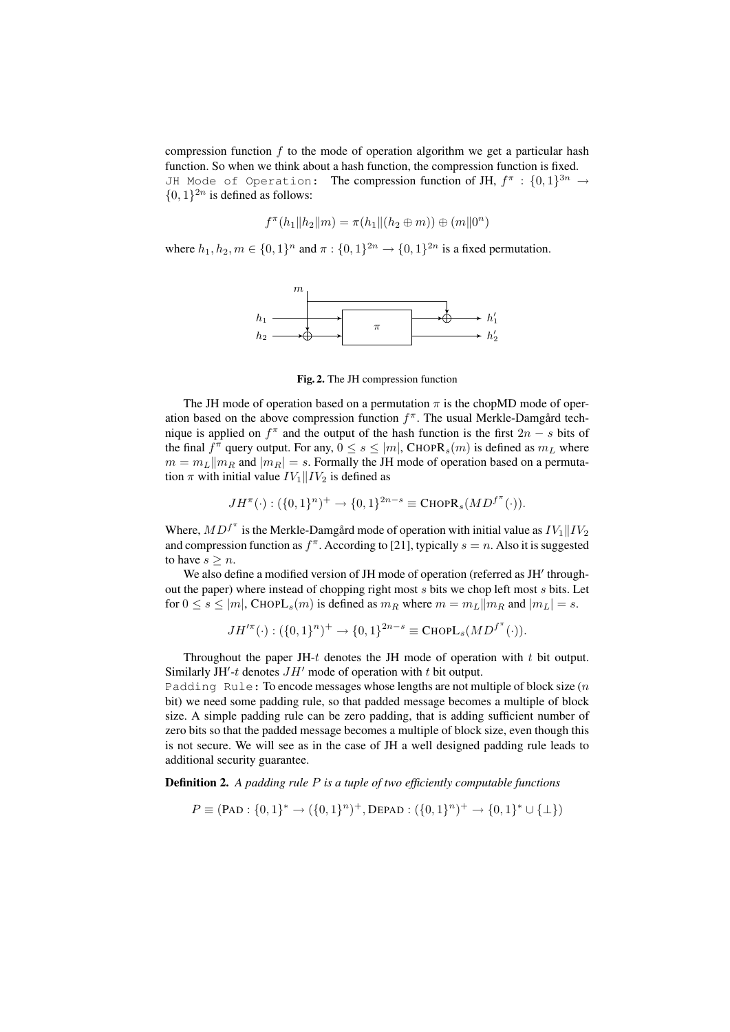compression function $f$ to the mode of operation algorithm we get a particular hash function. So when we think about a hash function, the compression function is fixed.

`JH Mode of Operation:` The compression function of JH, $f^\pi : \{0,1\}^{3n} \rightarrow \{0,1\}^{2n}$ is defined as follows:

$$f^\pi(h_1 \| h_2 \| m) = \pi(h_1 \| (h_2 \oplus m)) \oplus (m \| 0^n)$$

where $h_1, h_2, m \in \{0,1\}^n$ and $\pi : \{0,1\}^{2n} \rightarrow \{0,1\}^{2n}$ is a fixed permutation.

**Fig. 2.** The JH compression function

The JH mode of operation based on a permutation $\pi$ is the chopMD mode of operation based on the above compression function $f^\pi$. The usual Merkle-Damgård technique is applied on $f^\pi$ and the output of the hash function is the first $2n - s$ bits of the final $f^\pi$ query output. For any, $0 \leq s \leq |m|$, $\text{CHOPR}_s(m)$ is defined as $m_L$ where $m = m_L \| m_R$ and $|m_R| = s$. Formally the JH mode of operation based on a permutation $\pi$ with initial value $IV_1 \| IV_2$ is defined as

$$JH^\pi(\cdot) : (\{0,1\}^n)^+ \rightarrow \{0,1\}^{2n-s} \equiv \text{CHOPR}_s(MD^{f^\pi}(\cdot)).$$

Where, $MD^{f^\pi}$ is the Merkle-Damgård mode of operation with initial value as $IV_1 \| IV_2$ and compression function as $f^\pi$. According to [21], typically $s = n$. Also it is suggested to have $s \geq n$.

We also define a modified version of JH mode of operation (referred as JH$'$ throughout the paper) where instead of chopping right most $s$ bits we chop left most $s$ bits. Let for $0 \leq s \leq |m|$, $\text{CHOPL}_s(m)$ is defined as $m_R$ where $m = m_L \| m_R$ and $|m_L| = s$.

$$JH'^\pi(\cdot) : (\{0,1\}^n)^+ \rightarrow \{0,1\}^{2n-s} \equiv \text{CHOPL}_s(MD^{f^\pi}(\cdot)).$$

Throughout the paper JH-$t$ denotes the JH mode of operation with $t$ bit output. Similarly JH$'$-$t$ denotes $JH'$ mode of operation with $t$ bit output.

`Padding Rule:` To encode messages whose lengths are not multiple of block size ($n$ bit) we need some padding rule, so that padded message becomes a multiple of block size. A simple padding rule can be zero padding, that is adding sufficient number of zero bits so that the padded message becomes a multiple of block size, even though this is not secure. We will see as in the case of JH a well designed padding rule leads to additional security guarantee.

**Definition 2.** *A padding rule $P$ is a tuple of two efficiently computable functions*

$$P \equiv (\text{PAD} : \{0,1\}^* \rightarrow (\{0,1\}^n)^+, \text{DEPAD} : (\{0,1\}^n)^+ \rightarrow \{0,1\}^* \cup \{\perp\})$$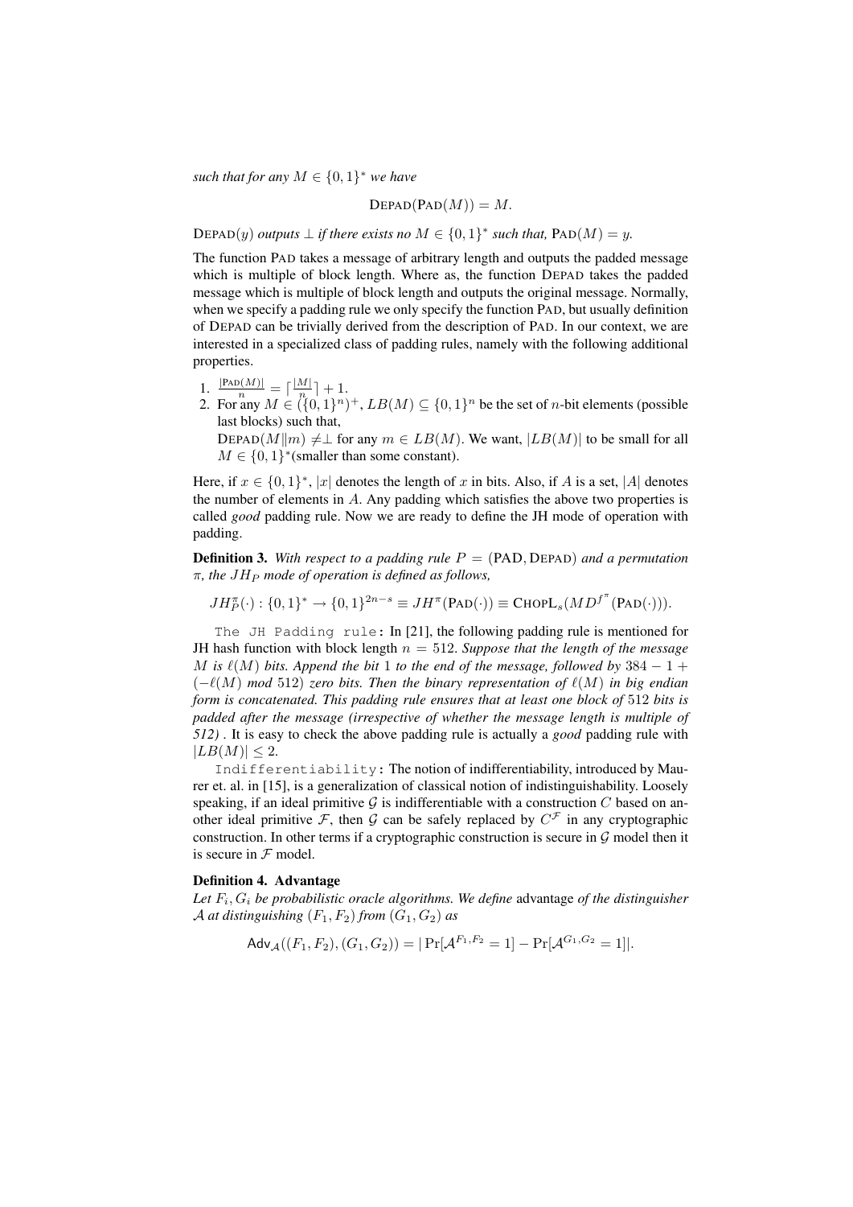*such that for any $M \in \{0,1\}^*$ we have*

$$\text{DEPAD}(\text{PAD}(M)) = M.$$

$\text{DEPAD}(y)$ *outputs* $\perp$ *if there exists no* $M \in \{0,1\}^*$ *such that,* $\text{PAD}(M) = y$.

The function PAD takes a message of arbitrary length and outputs the padded message which is multiple of block length. Where as, the function DEPAD takes the padded message which is multiple of block length and outputs the original message. Normally, when we specify a padding rule we only specify the function PAD, but usually definition of DEPAD can be trivially derived from the description of PAD. In our context, we are interested in a specialized class of padding rules, namely with the following additional properties.

1. $\frac{|\text{PAD}(M)|}{n} = \lceil \frac{|M|}{n} \rceil + 1$.
2. For any $M \in (\{0,1\}^n)^+$, $LB(M) \subseteq \{0,1\}^n$ be the set of $n$-bit elements (possible last blocks) such that,
   $\text{DEPAD}(M \| m) \neq \perp$ for any $m \in LB(M)$. We want, $|LB(M)|$ to be small for all $M \in \{0,1\}^*$(smaller than some constant).

Here, if $x \in \{0,1\}^*$, $|x|$ denotes the length of $x$ in bits. Also, if $A$ is a set, $|A|$ denotes the number of elements in $A$. Any padding which satisfies the above two properties is called *good* padding rule. Now we are ready to define the JH mode of operation with padding.

**Definition 3.** *With respect to a padding rule $P = (\text{PAD}, \text{DEPAD})$ and a permutation $\pi$, the $JH_P$ mode of operation is defined as follows,*

$$JH_P^\pi(\cdot) : \{0,1\}^* \to \{0,1\}^{2n-s} \equiv JH^\pi(\text{PAD}(\cdot)) \equiv \text{CHOPL}_s(MD^{f^\pi}(\text{PAD}(\cdot))).$$

`The JH Padding rule`: In [21], the following padding rule is mentioned for JH hash function with block length $n = 512$. *Suppose that the length of the message $M$ is $\ell(M)$ bits. Append the bit 1 to the end of the message, followed by $384 - 1 + (-\ell(M) \bmod 512)$ zero bits. Then the binary representation of $\ell(M)$ in big endian form is concatenated. This padding rule ensures that at least one block of 512 bits is padded after the message (irrespective of whether the message length is multiple of 512)* . It is easy to check the above padding rule is actually a *good* padding rule with $|LB(M)| \leq 2$.

`Indifferentiability`: The notion of indifferentiability, introduced by Maurer et. al. in [15], is a generalization of classical notion of indistinguishability. Loosely speaking, if an ideal primitive $\mathcal{G}$ is indifferentiable with a construction $C$ based on another ideal primitive $\mathcal{F}$, then $\mathcal{G}$ can be safely replaced by $C^{\mathcal{F}}$ in any cryptographic construction. In other terms if a cryptographic construction is secure in $\mathcal{G}$ model then it is secure in $\mathcal{F}$ model.

**Definition 4. Advantage**
*Let $F_i, G_i$ be probabilistic oracle algorithms. We define* advantage *of the distinguisher $\mathcal{A}$ at distinguishing $(F_1, F_2)$ from $(G_1, G_2)$ as*

$$\mathsf{Adv}_{\mathcal{A}}((F_1, F_2), (G_1, G_2)) = |\Pr[\mathcal{A}^{F_1, F_2} = 1] - \Pr[\mathcal{A}^{G_1, G_2} = 1]|.$$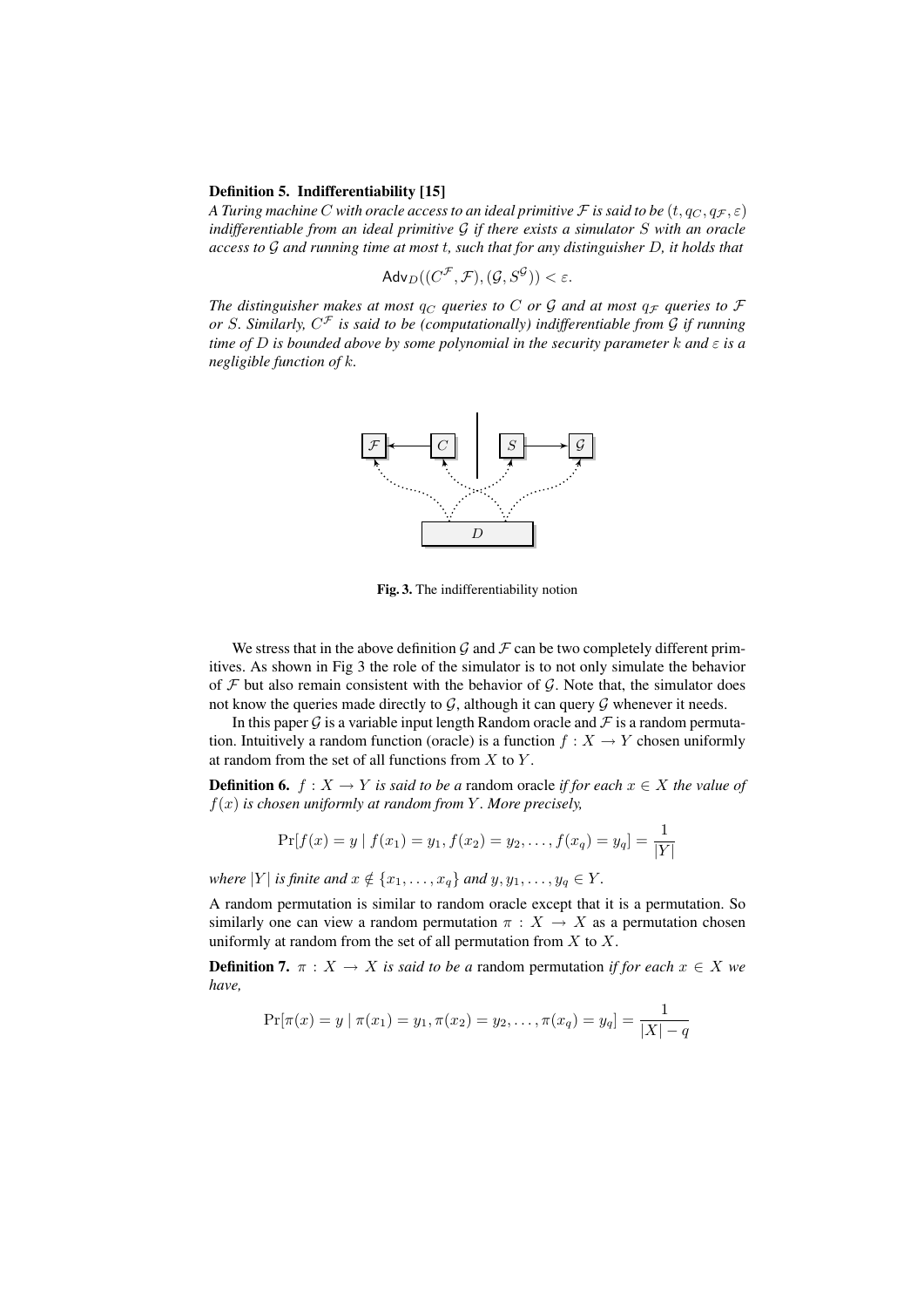**Definition 5. Indifferentiability [15]**
*A Turing machine $C$ with oracle access to an ideal primitive $\mathcal{F}$ is said to be $(t, q_C, q_{\mathcal{F}}, \varepsilon)$ indifferentiable from an ideal primitive $\mathcal{G}$ if there exists a simulator $S$ with an oracle access to $\mathcal{G}$ and running time at most $t$, such that for any distinguisher $D$, it holds that*

$$\mathsf{Adv}_D((C^{\mathcal{F}}, \mathcal{F}), (\mathcal{G}, S^{\mathcal{G}})) < \varepsilon.$$

*The distinguisher makes at most $q_C$ queries to $C$ or $\mathcal{G}$ and at most $q_{\mathcal{F}}$ queries to $\mathcal{F}$ or $S$. Similarly, $C^{\mathcal{F}}$ is said to be (computationally) indifferentiable from $\mathcal{G}$ if running time of $D$ is bounded above by some polynomial in the security parameter $k$ and $\varepsilon$ is a negligible function of $k$.*

**Fig. 3.** The indifferentiability notion

We stress that in the above definition $\mathcal{G}$ and $\mathcal{F}$ can be two completely different primitives. As shown in Fig 3 the role of the simulator is to not only simulate the behavior of $\mathcal{F}$ but also remain consistent with the behavior of $\mathcal{G}$. Note that, the simulator does not know the queries made directly to $\mathcal{G}$, although it can query $\mathcal{G}$ whenever it needs.

In this paper $\mathcal{G}$ is a variable input length Random oracle and $\mathcal{F}$ is a random permutation. Intuitively a random function (oracle) is a function $f : X \to Y$ chosen uniformly at random from the set of all functions from $X$ to $Y$.

**Definition 6.** *$f : X \to Y$ is said to be a* random oracle *if for each $x \in X$ the value of $f(x)$ is chosen uniformly at random from $Y$. More precisely,*

$$\Pr[f(x) = y \mid f(x_1) = y_1, f(x_2) = y_2, \ldots, f(x_q) = y_q] = \frac{1}{|Y|}$$

*where $|Y|$ is finite and $x \notin \{x_1, \ldots, x_q\}$ and $y, y_1, \ldots, y_q \in Y$.*

A random permutation is similar to random oracle except that it is a permutation. So similarly one can view a random permutation $\pi : X \to X$ as a permutation chosen uniformly at random from the set of all permutation from $X$ to $X$.

**Definition 7.** *$\pi : X \to X$ is said to be a* random permutation *if for each $x \in X$ we have,*

$$\Pr[\pi(x) = y \mid \pi(x_1) = y_1, \pi(x_2) = y_2, \ldots, \pi(x_q) = y_q] = \frac{1}{|X| - q}$$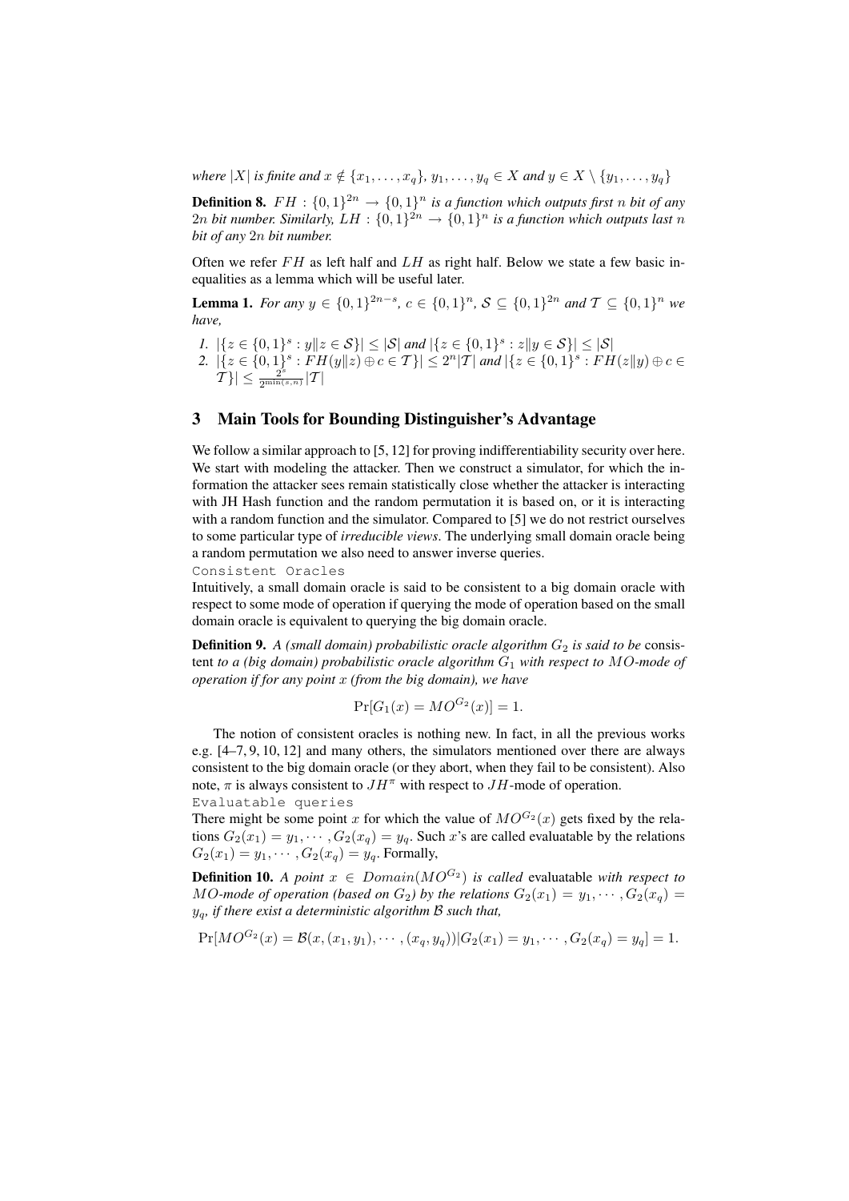*where $|X|$ is finite and $x \notin \{x_1, \ldots, x_q\}$, $y_1, \ldots, y_q \in X$ and $y \in X \setminus \{y_1, \ldots, y_q\}$*

**Definition 8.** *$FH : \{0,1\}^{2n} \to \{0,1\}^n$ is a function which outputs first $n$ bit of any $2n$ bit number. Similarly, $LH : \{0,1\}^{2n} \to \{0,1\}^n$ is a function which outputs last $n$ bit of any $2n$ bit number.*

Often we refer $FH$ as left half and $LH$ as right half. Below we state a few basic inequalities as a lemma which will be useful later.

**Lemma 1.** *For any $y \in \{0,1\}^{2n-s}$, $c \in \{0,1\}^n$, $\mathcal{S} \subseteq \{0,1\}^{2n}$ and $\mathcal{T} \subseteq \{0,1\}^n$ we have,*

1. $|\{z \in \{0,1\}^s : y \| z \in \mathcal{S}\}| \leq |\mathcal{S}|$ *and* $|\{z \in \{0,1\}^s : z \| y \in \mathcal{S}\}| \leq |\mathcal{S}|$
2. $|\{z \in \{0,1\}^s : FH(y \| z) \oplus c \in \mathcal{T}\}| \leq 2^n |\mathcal{T}|$ *and* $|\{z \in \{0,1\}^s : FH(z \| y) \oplus c \in \mathcal{T}\}| \leq \frac{2^s}{2^{\min(s,n)}} |\mathcal{T}|$

## 3 Main Tools for Bounding Distinguisher's Advantage

We follow a similar approach to [5, 12] for proving indifferentiability security over here. We start with modeling the attacker. Then we construct a simulator, for which the information the attacker sees remain statistically close whether the attacker is interacting with JH Hash function and the random permutation it is based on, or it is interacting with a random function and the simulator. Compared to [5] we do not restrict ourselves to some particular type of *irreducible views*. The underlying small domain oracle being a random permutation we also need to answer inverse queries.

`Consistent Oracles`

Intuitively, a small domain oracle is said to be consistent to a big domain oracle with respect to some mode of operation if querying the mode of operation based on the small domain oracle is equivalent to querying the big domain oracle.

**Definition 9.** *A (small domain) probabilistic oracle algorithm $G_2$ is said to be* consistent *to a (big domain) probabilistic oracle algorithm $G_1$ with respect to $MO$-mode of operation if for any point $x$ (from the big domain), we have*

$$\Pr[G_1(x) = MO^{G_2}(x)] = 1.$$

The notion of consistent oracles is nothing new. In fact, in all the previous works e.g. [4–7, 9, 10, 12] and many others, the simulators mentioned over there are always consistent to the big domain oracle (or they abort, when they fail to be consistent). Also note, $\pi$ is always consistent to $JH^{\pi}$ with respect to $JH$-mode of operation.

`Evaluatable queries`

There might be some point $x$ for which the value of $MO^{G_2}(x)$ gets fixed by the relations $G_2(x_1) = y_1, \cdots, G_2(x_q) = y_q$. Such $x$'s are called evaluatable by the relations $G_2(x_1) = y_1, \cdots, G_2(x_q) = y_q$. Formally,

**Definition 10.** *A point $x \in Domain(MO^{G_2})$ is called* evaluatable *with respect to $MO$-mode of operation (based on $G_2$) by the relations $G_2(x_1) = y_1, \cdots, G_2(x_q) = y_q$, if there exist a deterministic algorithm $\mathcal{B}$ such that,*

$$\Pr[MO^{G_2}(x) = \mathcal{B}(x, (x_1, y_1), \cdots, (x_q, y_q)) | G_2(x_1) = y_1, \cdots, G_2(x_q) = y_q] = 1.$$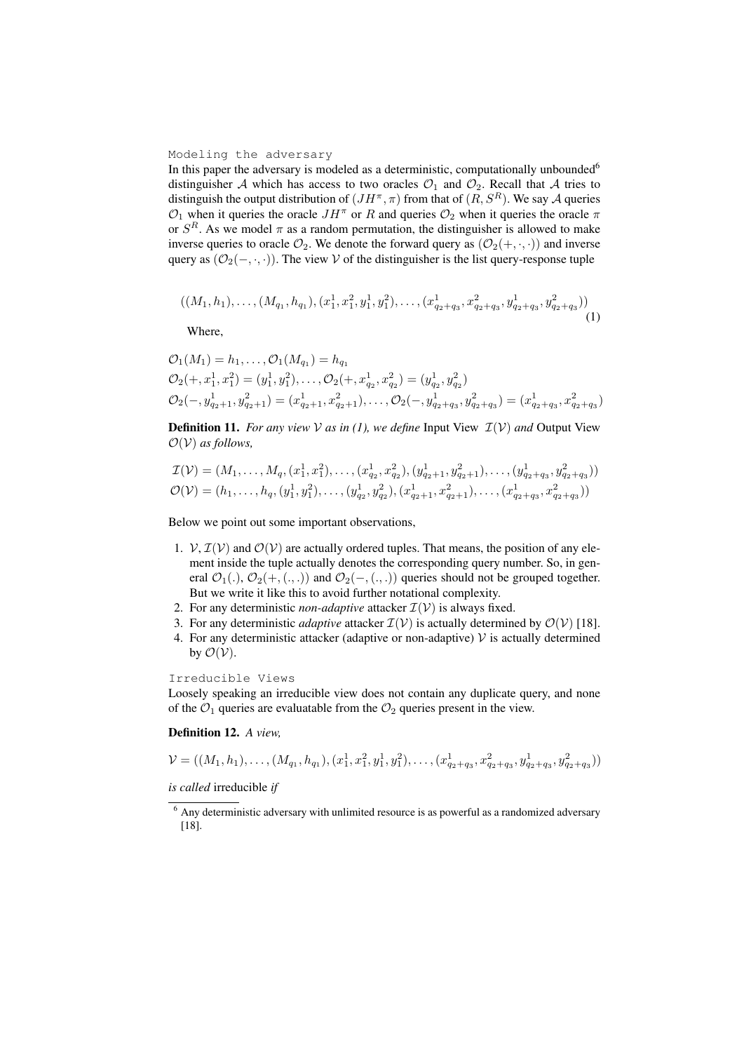Modeling the adversary

In this paper the adversary is modeled as a deterministic, computationally unbounded[6] distinguisher $\mathcal{A}$ which has access to two oracles $\mathcal{O}_1$ and $\mathcal{O}_2$. Recall that $\mathcal{A}$ tries to distinguish the output distribution of $(JH^\pi, \pi)$ from that of $(R, S^R)$. We say $\mathcal{A}$ queries $\mathcal{O}_1$ when it queries the oracle $JH^\pi$ or $R$ and queries $\mathcal{O}_2$ when it queries the oracle $\pi$ or $S^R$. As we model $\pi$ as a random permutation, the distinguisher is allowed to make inverse queries to oracle $\mathcal{O}_2$. We denote the forward query as $(\mathcal{O}_2(+, \cdot, \cdot))$ and inverse query as $(\mathcal{O}_2(-, \cdot, \cdot))$. The view $\mathcal{V}$ of the distinguisher is the list query-response tuple

$$((M_1, h_1), \ldots, (M_{q_1}, h_{q_1}), (x_1^1, x_1^2, y_1^1, y_1^2), \ldots, (x_{q_2+q_3}^1, x_{q_2+q_3}^2, y_{q_2+q_3}^1, y_{q_2+q_3}^2)) \tag{1}$$

Where,

$$\mathcal{O}_1(M_1) = h_1, \ldots, \mathcal{O}_1(M_{q_1}) = h_{q_1}$$
$$\mathcal{O}_2(+, x_1^1, x_1^2) = (y_1^1, y_1^2), \ldots, \mathcal{O}_2(+, x_{q_2}^1, x_{q_2}^2) = (y_{q_2}^1, y_{q_2}^2)$$
$$\mathcal{O}_2(-, y_{q_2+1}^1, y_{q_2+1}^2) = (x_{q_2+1}^1, x_{q_2+1}^2), \ldots, \mathcal{O}_2(-, y_{q_2+q_3}^1, y_{q_2+q_3}^2) = (x_{q_2+q_3}^1, x_{q_2+q_3}^2)$$

**Definition 11.** *For any view $\mathcal{V}$ as in (1), we define* Input View $\mathcal{I}(\mathcal{V})$ *and* Output View $\mathcal{O}(\mathcal{V})$ *as follows,*

$$\mathcal{I}(\mathcal{V}) = (M_1, \ldots, M_q, (x_1^1, x_1^2), \ldots, (x_{q_2}^1, x_{q_2}^2), (y_{q_2+1}^1, y_{q_2+1}^2), \ldots, (y_{q_2+q_3}^1, y_{q_2+q_3}^2))$$
$$\mathcal{O}(\mathcal{V}) = (h_1, \ldots, h_q, (y_1^1, y_1^2), \ldots, (y_{q_2}^1, y_{q_2}^2), (x_{q_2+1}^1, x_{q_2+1}^2), \ldots, (x_{q_2+q_3}^1, x_{q_2+q_3}^2))$$

Below we point out some important observations,

1. $\mathcal{V}$, $\mathcal{I}(\mathcal{V})$ and $\mathcal{O}(\mathcal{V})$ are actually ordered tuples. That means, the position of any element inside the tuple actually denotes the corresponding query number. So, in general $\mathcal{O}_1(.)$, $\mathcal{O}_2(+, (., .))$ and $\mathcal{O}_2(-, (., .))$ queries should not be grouped together. But we write it like this to avoid further notational complexity.
2. For any deterministic *non-adaptive* attacker $\mathcal{I}(\mathcal{V})$ is always fixed.
3. For any deterministic *adaptive* attacker $\mathcal{I}(\mathcal{V})$ is actually determined by $\mathcal{O}(\mathcal{V})$ [18].
4. For any deterministic attacker (adaptive or non-adaptive) $\mathcal{V}$ is actually determined by $\mathcal{O}(\mathcal{V})$.

Irreducible Views

Loosely speaking an irreducible view does not contain any duplicate query, and none of the $\mathcal{O}_1$ queries are evaluatable from the $\mathcal{O}_2$ queries present in the view.

**Definition 12.** *A view,*

$$\mathcal{V} = ((M_1, h_1), \ldots, (M_{q_1}, h_{q_1}), (x_1^1, x_1^2, y_1^1, y_1^2), \ldots, (x_{q_2+q_3}^1, x_{q_2+q_3}^2, y_{q_2+q_3}^1, y_{q_2+q_3}^2))$$

*is called* irreducible *if*

[6] Any deterministic adversary with unlimited resource is as powerful as a randomized adversary [18].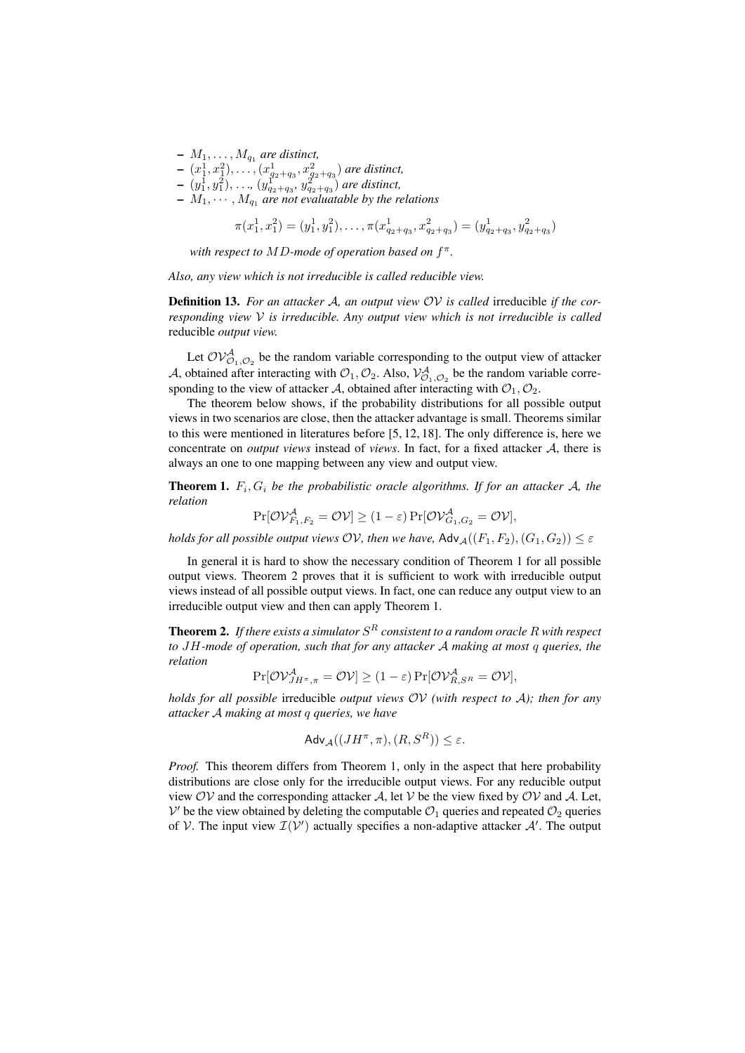- $M_1, \ldots, M_{q_1}$ *are distinct,*
- $(x_1^1, x_1^2), \ldots, (x_{q_2+q_3}^1, x_{q_2+q_3}^2)$ *are distinct,*
- $(y_1^1, y_1^2), \ldots, (y_{q_2+q_3}^1, y_{q_2+q_3}^2)$ *are distinct,*
- $M_1, \cdots, M_{q_1}$ *are not evaluatable by the relations*

$$\pi(x_1^1, x_1^2) = (y_1^1, y_1^2), \ldots, \pi(x_{q_2+q_3}^1, x_{q_2+q_3}^2) = (y_{q_2+q_3}^1, y_{q_2+q_3}^2)$$

*with respect to $MD$-mode of operation based on $f^\pi$.*

*Also, any view which is not irreducible is called reducible view.*

**Definition 13.** *For an attacker $\mathcal{A}$, an output view $\mathcal{OV}$ is called* irreducible *if the corresponding view $\mathcal{V}$ is irreducible. Any output view which is not irreducible is called* reducible *output view.*

Let $\mathcal{OV}^{\mathcal{A}}_{\mathcal{O}_1,\mathcal{O}_2}$ be the random variable corresponding to the output view of attacker $\mathcal{A}$, obtained after interacting with $\mathcal{O}_1, \mathcal{O}_2$. Also, $\mathcal{V}^{\mathcal{A}}_{\mathcal{O}_1,\mathcal{O}_2}$ be the random variable corresponding to the view of attacker $\mathcal{A}$, obtained after interacting with $\mathcal{O}_1, \mathcal{O}_2$.

The theorem below shows, if the probability distributions for all possible output views in two scenarios are close, then the attacker advantage is small. Theorems similar to this were mentioned in literatures before [5, 12, 18]. The only difference is, here we concentrate on *output views* instead of *views*. In fact, for a fixed attacker $\mathcal{A}$, there is always an one to one mapping between any view and output view.

**Theorem 1.** *$F_i, G_i$ be the probabilistic oracle algorithms. If for an attacker $\mathcal{A}$, the relation*

$$\Pr[\mathcal{OV}^{\mathcal{A}}_{F_1,F_2} = \mathcal{OV}] \geq (1 - \varepsilon) \Pr[\mathcal{OV}^{\mathcal{A}}_{G_1,G_2} = \mathcal{OV}],$$

*holds for all possible output views $\mathcal{OV}$, then we have, $\mathsf{Adv}_{\mathcal{A}}((F_1, F_2), (G_1, G_2)) \leq \varepsilon$*

In general it is hard to show the necessary condition of Theorem 1 for all possible output views. Theorem 2 proves that it is sufficient to work with irreducible output views instead of all possible output views. In fact, one can reduce any output view to an irreducible output view and then can apply Theorem 1.

**Theorem 2.** *If there exists a simulator $S^R$ consistent to a random oracle $R$ with respect to $JH$-mode of operation, such that for any attacker $\mathcal{A}$ making at most $q$ queries, the relation*

$$\Pr[\mathcal{OV}^{\mathcal{A}}_{JH^\pi,\pi} = \mathcal{OV}] \geq (1 - \varepsilon) \Pr[\mathcal{OV}^{\mathcal{A}}_{R,S^R} = \mathcal{OV}],$$

*holds for all possible* irreducible *output views $\mathcal{OV}$ (with respect to $\mathcal{A}$); then for any attacker $\mathcal{A}$ making at most $q$ queries, we have*

$$\mathsf{Adv}_{\mathcal{A}}((JH^\pi, \pi), (R, S^R)) \leq \varepsilon.$$

*Proof.* This theorem differs from Theorem 1, only in the aspect that here probability distributions are close only for the irreducible output views. For any reducible output view $\mathcal{OV}$ and the corresponding attacker $\mathcal{A}$, let $\mathcal{V}$ be the view fixed by $\mathcal{OV}$ and $\mathcal{A}$. Let, $\mathcal{V}'$ be the view obtained by deleting the computable $\mathcal{O}_1$ queries and repeated $\mathcal{O}_2$ queries of $\mathcal{V}$. The input view $\mathcal{I}(\mathcal{V}')$ actually specifies a non-adaptive attacker $\mathcal{A}'$. The output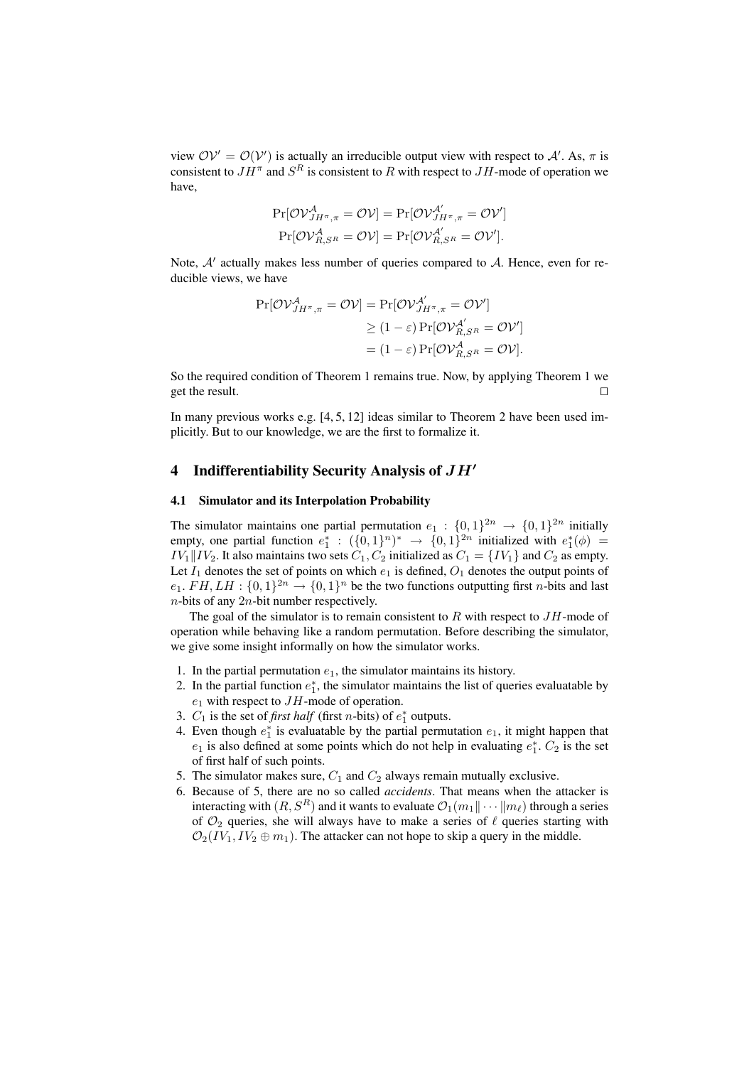view $\mathcal{OV}' = \mathcal{O}(\mathcal{V}')$ is actually an irreducible output view with respect to $\mathcal{A}'$. As, $\pi$ is consistent to $JH^\pi$ and $S^R$ is consistent to $R$ with respect to $JH$-mode of operation we have,

$$\Pr[\mathcal{OV}^{\mathcal{A}}_{JH^\pi,\pi} = \mathcal{OV}] = \Pr[\mathcal{OV}^{\mathcal{A}'}_{JH^\pi,\pi} = \mathcal{OV}']$$
$$\Pr[\mathcal{OV}^{\mathcal{A}}_{R,S^R} = \mathcal{OV}] = \Pr[\mathcal{OV}^{\mathcal{A}'}_{R,S^R} = \mathcal{OV}'].$$

Note, $\mathcal{A}'$ actually makes less number of queries compared to $\mathcal{A}$. Hence, even for reducible views, we have

$$\begin{aligned}\Pr[\mathcal{OV}^{\mathcal{A}}_{JH^\pi,\pi} = \mathcal{OV}] &= \Pr[\mathcal{OV}^{\mathcal{A}'}_{JH^\pi,\pi} = \mathcal{OV}'] \\ &\geq (1-\varepsilon)\Pr[\mathcal{OV}^{\mathcal{A}'}_{R,S^R} = \mathcal{OV}'] \\ &= (1-\varepsilon)\Pr[\mathcal{OV}^{\mathcal{A}}_{R,S^R} = \mathcal{OV}].\end{aligned}$$

So the required condition of Theorem 1 remains true. Now, by applying Theorem 1 we get the result. ⊓⊔

In many previous works e.g. [4, 5, 12] ideas similar to Theorem 2 have been used implicitly. But to our knowledge, we are the first to formalize it.

## 4 Indifferentiability Security Analysis of $JH'$

### 4.1 Simulator and its Interpolation Probability

The simulator maintains one partial permutation $e_1 : \{0,1\}^{2n} \to \{0,1\}^{2n}$ initially empty, one partial function $e_1^* : (\{0,1\}^n)^* \to \{0,1\}^{2n}$ initialized with $e_1^*(\phi) = IV_1 \| IV_2$. It also maintains two sets $C_1, C_2$ initialized as $C_1 = \{IV_1\}$ and $C_2$ as empty. Let $I_1$ denotes the set of points on which $e_1$ is defined, $O_1$ denotes the output points of $e_1$. $FH, LH : \{0,1\}^{2n} \to \{0,1\}^n$ be the two functions outputting first $n$-bits and last $n$-bits of any $2n$-bit number respectively.

The goal of the simulator is to remain consistent to $R$ with respect to $JH$-mode of operation while behaving like a random permutation. Before describing the simulator, we give some insight informally on how the simulator works.

1. In the partial permutation $e_1$, the simulator maintains its history.
2. In the partial function $e_1^*$, the simulator maintains the list of queries evaluatable by $e_1$ with respect to $JH$-mode of operation.
3. $C_1$ is the set of *first half* (first $n$-bits) of $e_1^*$ outputs.
4. Even though $e_1^*$ is evaluatable by the partial permutation $e_1$, it might happen that $e_1$ is also defined at some points which do not help in evaluating $e_1^*$. $C_2$ is the set of first half of such points.
5. The simulator makes sure, $C_1$ and $C_2$ always remain mutually exclusive.
6. Because of 5, there are no so called *accidents*. That means when the attacker is interacting with $(R, S^R)$ and it wants to evaluate $\mathcal{O}_1(m_1\|\cdots\|m_\ell)$ through a series of $\mathcal{O}_2$ queries, she will always have to make a series of $\ell$ queries starting with $\mathcal{O}_2(IV_1, IV_2 \oplus m_1)$. The attacker can not hope to skip a query in the middle.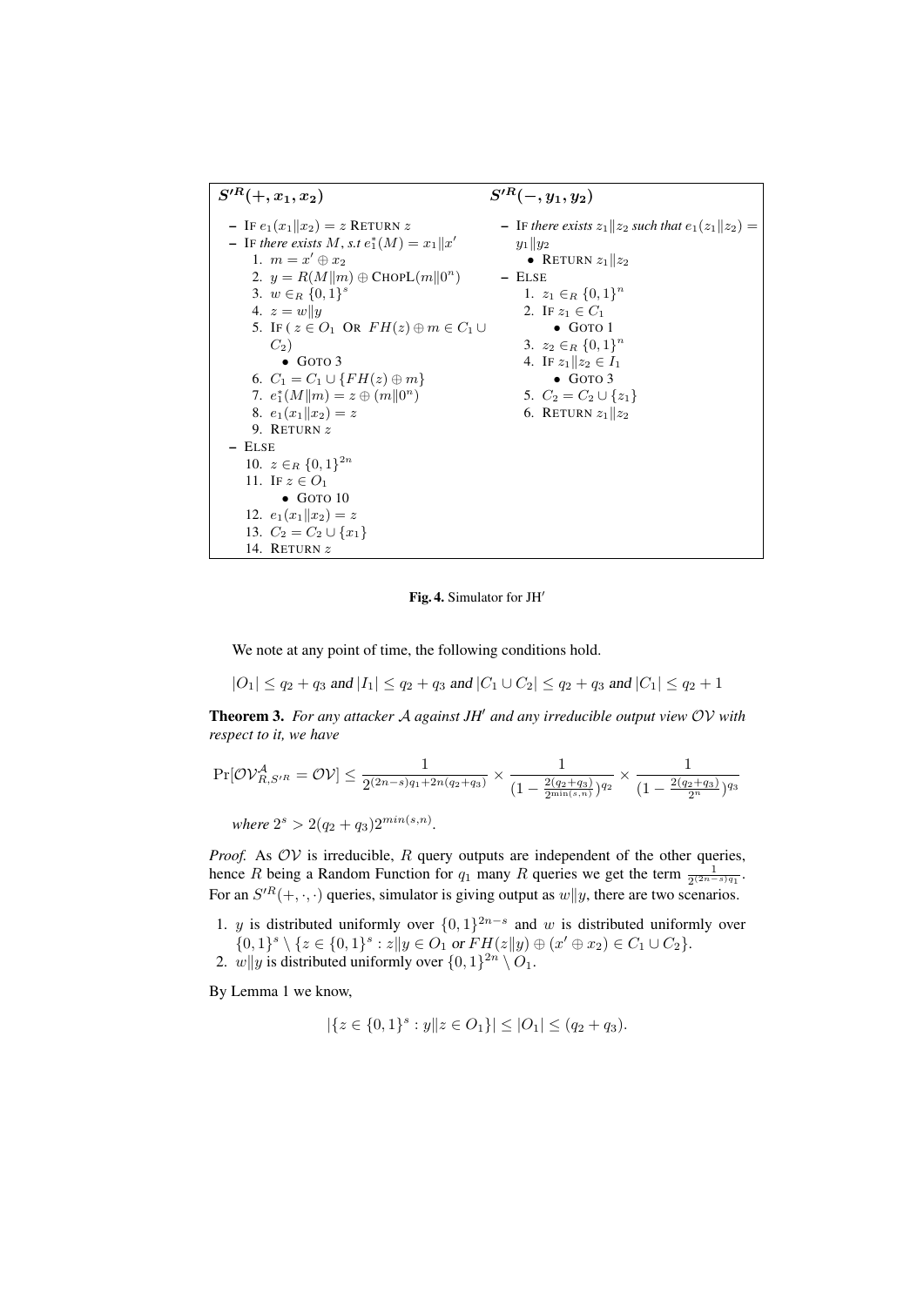**$S'^R(+, x_1, x_2)$**

- IF $e_1(x_1\|x_2) = z$ RETURN $z$
- IF *there exists* $M$, *s.t* $e_1^*(M) = x_1\|x'$
  1. $m = x' \oplus x_2$
  2. $y = R(M\|m) \oplus \text{CHOPL}(m\|0^n)$
  3. $w \in_R \{0,1\}^s$
  4. $z = w\|y$
  5. IF ( $z \in O_1$ OR $FH(z) \oplus m \in C_1 \cup C_2$)
     - GOTO 3
  6. $C_1 = C_1 \cup \{FH(z) \oplus m\}$
  7. $e_1^*(M\|m) = z \oplus (m\|0^n)$
  8. $e_1(x_1\|x_2) = z$
  9. RETURN $z$
- ELSE
  10. $z \in_R \{0,1\}^{2n}$
  11. IF $z \in O_1$
      - GOTO 10
  12. $e_1(x_1\|x_2) = z$
  13. $C_2 = C_2 \cup \{x_1\}$
  14. RETURN $z$

**$S'^R(-, y_1, y_2)$**

- IF *there exists* $z_1\|z_2$ *such that* $e_1(z_1\|z_2) = y_1\|y_2$
  - RETURN $z_1\|z_2$
- ELSE
  1. $z_1 \in_R \{0,1\}^n$
  2. IF $z_1 \in C_1$
     - GOTO 1
  3. $z_2 \in_R \{0,1\}^n$
  4. IF $z_1\|z_2 \in I_1$
     - GOTO 3
  5. $C_2 = C_2 \cup \{z_1\}$
  6. RETURN $z_1\|z_2$

**Fig. 4.** Simulator for JH$'$

We note at any point of time, the following conditions hold.

$$|O_1| \leq q_2 + q_3 \text{ and } |I_1| \leq q_2 + q_3 \text{ and } |C_1 \cup C_2| \leq q_2 + q_3 \text{ and } |C_1| \leq q_2 + 1$$

**Theorem 3.** *For any attacker $\mathcal{A}$ against JH$'$ and any irreducible output view $\mathcal{OV}$ with respect to it, we have*

$$\Pr[\mathcal{OV}^{\mathcal{A}}_{R,S'^R} = \mathcal{OV}] \leq \frac{1}{2^{(2n-s)q_1 + 2n(q_2+q_3)}} \times \frac{1}{(1 - \frac{2(q_2+q_3)}{2^{\min(s,n)}})^{q_2}} \times \frac{1}{(1 - \frac{2(q_2+q_3)}{2^n})^{q_3}}$$

*where* $2^s > 2(q_2 + q_3)2^{min(s,n)}$.

*Proof.* As $\mathcal{OV}$ is irreducible, $R$ query outputs are independent of the other queries, hence $R$ being a Random Function for $q_1$ many $R$ queries we get the term $\frac{1}{2^{(2n-s)q_1}}$. For an $S'^R(+, \cdot, \cdot)$ queries, simulator is giving output as $w\|y$, there are two scenarios.

1. $y$ is distributed uniformly over $\{0,1\}^{2n-s}$ and $w$ is distributed uniformly over $\{0,1\}^s \setminus \{z \in \{0,1\}^s : z\|y \in O_1 \text{ or } FH(z\|y) \oplus (x' \oplus x_2) \in C_1 \cup C_2\}$.
2. $w\|y$ is distributed uniformly over $\{0,1\}^{2n} \setminus O_1$.

By Lemma 1 we know,

$$|\{z \in \{0,1\}^s : y\|z \in O_1\}| \leq |O_1| \leq (q_2 + q_3).$$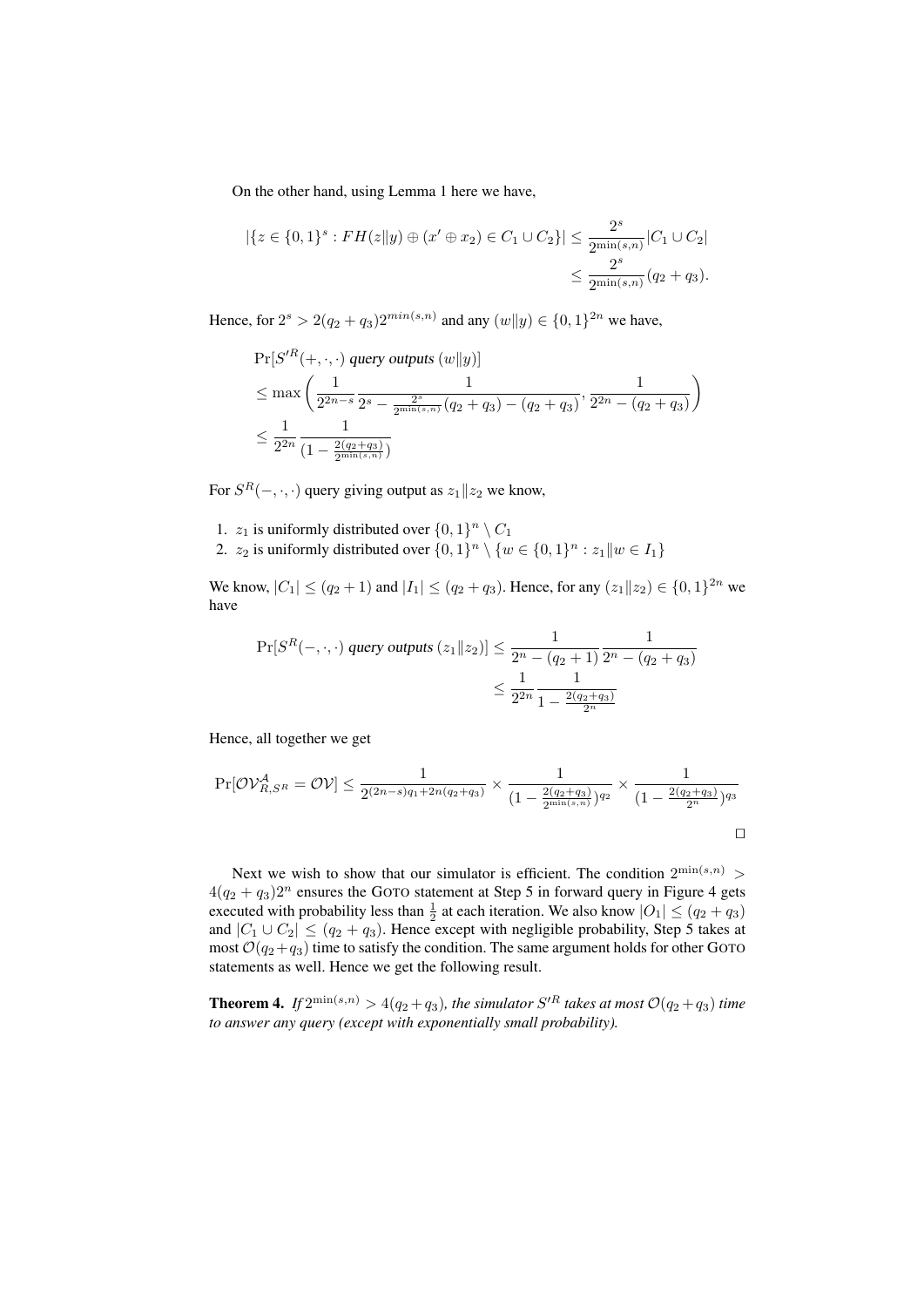On the other hand, using Lemma 1 here we have,

$$
\begin{aligned}
|\{z \in \{0,1\}^s : FH(z\|y) \oplus (x' \oplus x_2) \in C_1 \cup C_2\}| &\leq \frac{2^s}{2^{\min(s,n)}} |C_1 \cup C_2| \\
&\leq \frac{2^s}{2^{\min(s,n)}} (q_2 + q_3).
\end{aligned}
$$

Hence, for $2^s > 2(q_2 + q_3) 2^{min(s,n)}$ and any $(w\|y) \in \{0,1\}^{2n}$ we have,

$$
\begin{aligned}
&\Pr[S'^R(+,\cdot,\cdot) \text{ query outputs } (w\|y)] \\
&\leq \max\left( \frac{1}{2^{2n-s}} \frac{1}{2^s - \frac{2^s}{2^{\min(s,n)}}(q_2+q_3) - (q_2+q_3)}, \frac{1}{2^{2n} - (q_2+q_3)} \right) \\
&\leq \frac{1}{2^{2n}} \frac{1}{(1 - \frac{2(q_2+q_3)}{2^{\min(s,n)}})}
\end{aligned}
$$

For $S^R(-,\cdot,\cdot)$ query giving output as $z_1\|z_2$ we know,

1. $z_1$ is uniformly distributed over $\{0,1\}^n \setminus C_1$
2. $z_2$ is uniformly distributed over $\{0,1\}^n \setminus \{w \in \{0,1\}^n : z_1\|w \in I_1\}$

We know, $|C_1| \leq (q_2 + 1)$ and $|I_1| \leq (q_2 + q_3)$. Hence, for any $(z_1\|z_2) \in \{0,1\}^{2n}$ we have

$$
\begin{aligned}
\Pr[S^R(-,\cdot,\cdot) \text{ query outputs } (z_1\|z_2)] &\leq \frac{1}{2^n - (q_2+1)} \frac{1}{2^n - (q_2+q_3)} \\
&\leq \frac{1}{2^{2n}} \frac{1}{1 - \frac{2(q_2+q_3)}{2^n}}
\end{aligned}
$$

Hence, all together we get

$$
\Pr[\mathcal{OV}^{\mathcal{A}}_{R,S^R} = \mathcal{OV}] \leq \frac{1}{2^{(2n-s)q_1 + 2n(q_2+q_3)}} \times \frac{1}{(1 - \frac{2(q_2+q_3)}{2^{\min(s,n)}})^{q_2}} \times \frac{1}{(1 - \frac{2(q_2+q_3)}{2^n})^{q_3}}
$$

□

Next we wish to show that our simulator is efficient. The condition $2^{\min(s,n)} > 4(q_2 + q_3)2^n$ ensures the GOTO statement at Step 5 in forward query in Figure 4 gets executed with probability less than $\frac{1}{2}$ at each iteration. We also know $|O_1| \leq (q_2 + q_3)$ and $|C_1 \cup C_2| \leq (q_2 + q_3)$. Hence except with negligible probability, Step 5 takes at most $\mathcal{O}(q_2 + q_3)$ time to satisfy the condition. The same argument holds for other GOTO statements as well. Hence we get the following result.

**Theorem 4.** *If $2^{\min(s,n)} > 4(q_2 + q_3)$, the simulator $S'^R$ takes at most $\mathcal{O}(q_2 + q_3)$ time to answer any query (except with exponentially small probability).*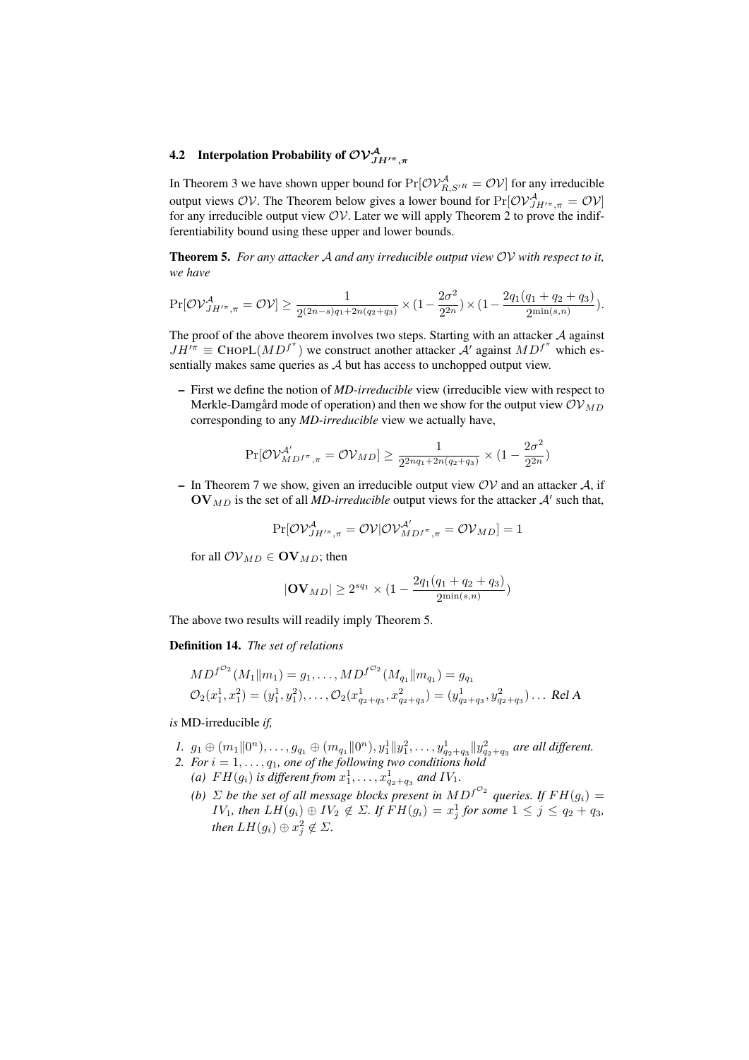### 4.2 Interpolation Probability of $\mathcal{OV}^{\mathcal{A}}_{JH'^{\pi},\pi}$

In Theorem 3 we have shown upper bound for $\Pr[\mathcal{OV}^{\mathcal{A}}_{R,S'^{R}} = \mathcal{OV}]$ for any irreducible output views $\mathcal{OV}$. The Theorem below gives a lower bound for $\Pr[\mathcal{OV}^{\mathcal{A}}_{JH'^{\pi},\pi} = \mathcal{OV}]$ for any irreducible output view $\mathcal{OV}$. Later we will apply Theorem 2 to prove the indifferentiability bound using these upper and lower bounds.

**Theorem 5.** *For any attacker $\mathcal{A}$ and any irreducible output view $\mathcal{OV}$ with respect to it, we have*

$$\Pr[\mathcal{OV}^{\mathcal{A}}_{JH'^{\pi},\pi} = \mathcal{OV}] \geq \frac{1}{2^{(2n-s)q_1+2n(q_2+q_3)}} \times (1 - \frac{2\sigma^2}{2^{2n}}) \times (1 - \frac{2q_1(q_1+q_2+q_3)}{2^{\min(s,n)}}).$$

The proof of the above theorem involves two steps. Starting with an attacker $\mathcal{A}$ against $JH'^{\pi} \equiv \text{CHOPL}(MD^{f^{\pi}})$ we construct another attacker $\mathcal{A}'$ against $MD^{f^{\pi}}$ which essentially makes same queries as $\mathcal{A}$ but has access to unchopped output view.

- First we define the notion of *MD-irreducible* view (irreducible view with respect to Merkle-Damgård mode of operation) and then we show for the output view $\mathcal{OV}_{MD}$ corresponding to any *MD-irreducible* view we actually have,

$$\Pr[\mathcal{OV}^{\mathcal{A}'}_{MD^{f^{\pi}},\pi} = \mathcal{OV}_{MD}] \geq \frac{1}{2^{2nq_1+2n(q_2+q_3)}} \times (1 - \frac{2\sigma^2}{2^{2n}})$$

- In Theorem 7 we show, given an irreducible output view $\mathcal{OV}$ and an attacker $\mathcal{A}$, if $\mathbf{OV}_{MD}$ is the set of all *MD-irreducible* output views for the attacker $\mathcal{A}'$ such that,

$$\Pr[\mathcal{OV}^{\mathcal{A}}_{JH'^{\pi},\pi} = \mathcal{OV} | \mathcal{OV}^{\mathcal{A}'}_{MD^{f^{\pi}},\pi} = \mathcal{OV}_{MD}] = 1$$

for all $\mathcal{OV}_{MD} \in \mathbf{OV}_{MD}$; then

$$|\mathbf{OV}_{MD}| \geq 2^{sq_1} \times (1 - \frac{2q_1(q_1+q_2+q_3)}{2^{\min(s,n)}})$$

The above two results will readily imply Theorem 5.

**Definition 14.** *The set of relations*

$$MD^{f^{\mathcal{O}_2}}(M_1\|m_1) = g_1, \ldots, MD^{f^{\mathcal{O}_2}}(M_{q_1}\|m_{q_1}) = g_{q_1}$$
$$\mathcal{O}_2(x^1_1, x^2_1) = (y^1_1, y^2_1), \ldots, \mathcal{O}_2(x^1_{q_2+q_3}, x^2_{q_2+q_3}) = (y^1_{q_2+q_3}, y^2_{q_2+q_3}) \ldots \textit{ Rel A}$$

*is* MD-irreducible *if,*

1. $g_1 \oplus (m_1\|0^n), \ldots, g_{q_1} \oplus (m_{q_1}\|0^n), y^1_1\|y^2_1, \ldots, y^1_{q_2+q_3}\|y^2_{q_2+q_3}$ *are all different.*
2. *For $i = 1, \ldots, q_1$, one of the following two conditions hold*
   (a) *$FH(g_i)$ is different from $x^1_1, \ldots, x^1_{q_2+q_3}$ and $IV_1$.*
   (b) *$\Sigma$ be the set of all message blocks present in $MD^{f^{\mathcal{O}_2}}$ queries. If $FH(g_i) = IV_1$, then $LH(g_i) \oplus IV_2 \notin \Sigma$. If $FH(g_i) = x^1_j$ for some $1 \leq j \leq q_2+q_3$, then $LH(g_i) \oplus x^2_j \notin \Sigma$.*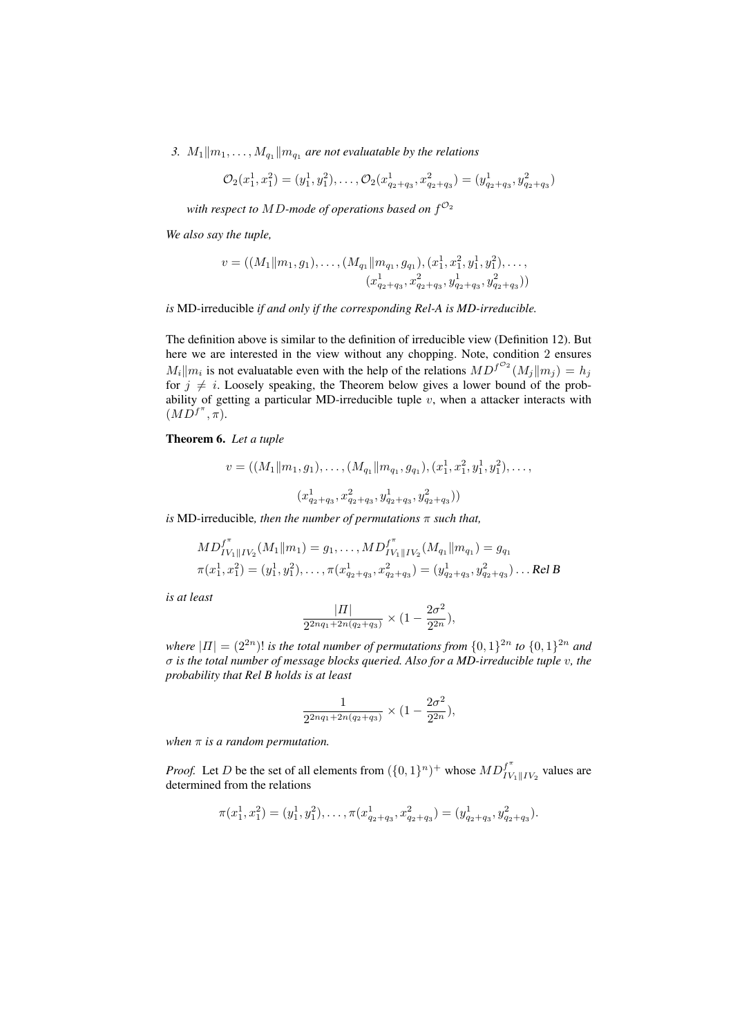*3. $M_1\|m_1, \ldots, M_{q_1}\|m_{q_1}$ are not evaluatable by the relations*

$$\mathcal{O}_2(x_1^1, x_1^2) = (y_1^1, y_1^2), \ldots, \mathcal{O}_2(x_{q_2+q_3}^1, x_{q_2+q_3}^2) = (y_{q_2+q_3}^1, y_{q_2+q_3}^2)$$

*with respect to $MD$-mode of operations based on $f^{\mathcal{O}_2}$*

*We also say the tuple,*

$$v = ((M_1\|m_1, g_1), \ldots, (M_{q_1}\|m_{q_1}, g_{q_1}), (x_1^1, x_1^2, y_1^1, y_1^2), \ldots, (x_{q_2+q_3}^1, x_{q_2+q_3}^2, y_{q_2+q_3}^1, y_{q_2+q_3}^2))$$

*is* MD-irreducible *if and only if the corresponding Rel-A is MD-irreducible.*

The definition above is similar to the definition of irreducible view (Definition 12). But here we are interested in the view without any chopping. Note, condition 2 ensures $M_i\|m_i$ is not evaluatable even with the help of the relations $MD^{f^{\mathcal{O}_2}}(M_j\|m_j) = h_j$ for $j \neq i$. Loosely speaking, the Theorem below gives a lower bound of the probability of getting a particular MD-irreducible tuple $v$, when a attacker interacts with $(MD^{f^\pi}, \pi)$.

**Theorem 6.** *Let a tuple*

$$v = ((M_1\|m_1, g_1), \ldots, (M_{q_1}\|m_{q_1}, g_{q_1}), (x_1^1, x_1^2, y_1^1, y_1^2), \ldots,$$
$$(x_{q_2+q_3}^1, x_{q_2+q_3}^2, y_{q_2+q_3}^1, y_{q_2+q_3}^2))$$

*is* MD-irreducible*, then the number of permutations $\pi$ such that,*

$$MD^{f^\pi}_{IV_1\|IV_2}(M_1\|m_1) = g_1, \ldots, MD^{f^\pi}_{IV_1\|IV_2}(M_{q_1}\|m_{q_1}) = g_{q_1}$$
$$\pi(x_1^1, x_1^2) = (y_1^1, y_1^2), \ldots, \pi(x_{q_2+q_3}^1, x_{q_2+q_3}^2) = (y_{q_2+q_3}^1, y_{q_2+q_3}^2) \ldots \textbf{Rel B}$$

*is at least*

$$\frac{|\Pi|}{2^{2nq_1+2n(q_2+q_3)}} \times \left(1 - \frac{2\sigma^2}{2^{2n}}\right),$$

*where $|\Pi| = (2^{2n})!$ is the total number of permutations from $\{0,1\}^{2n}$ to $\{0,1\}^{2n}$ and $\sigma$ is the total number of message blocks queried. Also for a MD-irreducible tuple $v$, the probability that Rel B holds is at least*

$$\frac{1}{2^{2nq_1+2n(q_2+q_3)}} \times \left(1 - \frac{2\sigma^2}{2^{2n}}\right),$$

*when $\pi$ is a random permutation.*

*Proof.* Let $D$ be the set of all elements from $(\{0,1\}^n)^+$ whose $MD^{f^\pi}_{IV_1\|IV_2}$ values are determined from the relations

$$\pi(x_1^1, x_1^2) = (y_1^1, y_1^2), \ldots, \pi(x_{q_2+q_3}^1, x_{q_2+q_3}^2) = (y_{q_2+q_3}^1, y_{q_2+q_3}^2).$$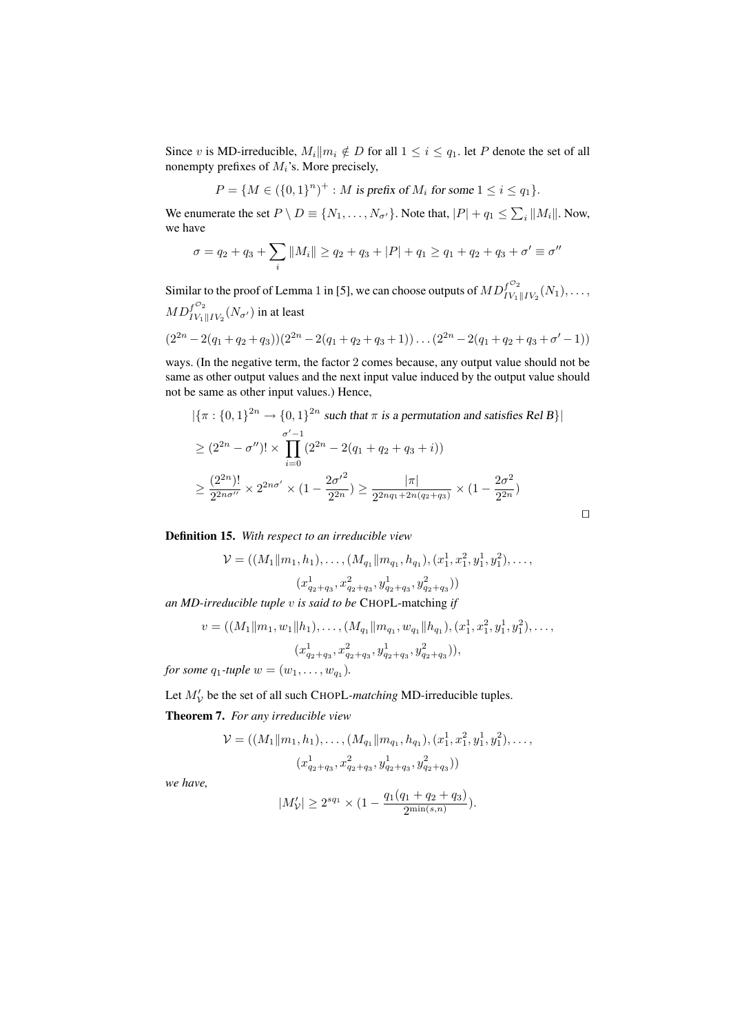Since $v$ is MD-irreducible, $M_i \| m_i \notin D$ for all $1 \leq i \leq q_1$. let $P$ denote the set of all nonempty prefixes of $M_i$'s. More precisely,

$$P = \{M \in (\{0,1\}^n)^+ : M \text{ is prefix of } M_i \text{ for some } 1 \leq i \leq q_1\}.$$

We enumerate the set $P \setminus D \equiv \{N_1, \ldots, N_{\sigma'}\}$. Note that, $|P| + q_1 \leq \sum_i \|M_i\|$. Now, we have

$$\sigma = q_2 + q_3 + \sum_i \|M_i\| \geq q_2 + q_3 + |P| + q_1 \geq q_1 + q_2 + q_3 + \sigma' \equiv \sigma''$$

Similar to the proof of Lemma 1 in [5], we can choose outputs of $MD^{f^{\mathcal{O}_2}}_{IV_1\|IV_2}(N_1), \ldots, MD^{f^{\mathcal{O}_2}}_{IV_1\|IV_2}(N_{\sigma'})$ in at least

$$(2^{2n} - 2(q_1 + q_2 + q_3))(2^{2n} - 2(q_1 + q_2 + q_3 + 1)) \ldots (2^{2n} - 2(q_1 + q_2 + q_3 + \sigma' - 1))$$

ways. (In the negative term, the factor 2 comes because, any output value should not be same as other output values and the next input value induced by the output value should not be same as other input values.) Hence,

$$\begin{aligned}
&|\{\pi : \{0,1\}^{2n} \to \{0,1\}^{2n} \text{ such that } \pi \text{ is a permutation and satisfies Rel B}\}| \\
&\geq (2^{2n} - \sigma'')! \times \prod_{i=0}^{\sigma'-1} (2^{2n} - 2(q_1 + q_2 + q_3 + i)) \\
&\geq \frac{(2^{2n})!}{2^{2n\sigma''}} \times 2^{2n\sigma'} \times (1 - \frac{2\sigma'^2}{2^{2n}}) \geq \frac{|\pi|}{2^{2nq_1 + 2n(q_2+q_3)}} \times (1 - \frac{2\sigma^2}{2^{2n}})
\end{aligned}$$

□

**Definition 15.** *With respect to an irreducible view*

$$\mathcal{V} = ((M_1\|m_1, h_1), \ldots, (M_{q_1}\|m_{q_1}, h_{q_1}), (x_1^1, x_1^2, y_1^1, y_1^2), \ldots, (x^1_{q_2+q_3}, x^2_{q_2+q_3}, y^1_{q_2+q_3}, y^2_{q_2+q_3}))$$

*an MD-irreducible tuple $v$ is said to be* CHOPL-matching *if*

$$v = ((M_1\|m_1, w_1\|h_1), \ldots, (M_{q_1}\|m_{q_1}, w_{q_1}\|h_{q_1}), (x_1^1, x_1^2, y_1^1, y_1^2), \ldots, (x^1_{q_2+q_3}, x^2_{q_2+q_3}, y^1_{q_2+q_3}, y^2_{q_2+q_3})),$$

*for some $q_1$-tuple $w = (w_1, \ldots, w_{q_1})$.*

Let $M'_{\mathcal{V}}$ be the set of all such CHOPL-*matching* MD-irreducible tuples.

**Theorem 7.** *For any irreducible view*

$$\mathcal{V} = ((M_1\|m_1, h_1), \ldots, (M_{q_1}\|m_{q_1}, h_{q_1}), (x_1^1, x_1^2, y_1^1, y_1^2), \ldots, (x^1_{q_2+q_3}, x^2_{q_2+q_3}, y^1_{q_2+q_3}, y^2_{q_2+q_3}))$$

*we have,*

$$|M'_{\mathcal{V}}| \geq 2^{sq_1} \times (1 - \frac{q_1(q_1 + q_2 + q_3)}{2^{\min(s,n)}}).$$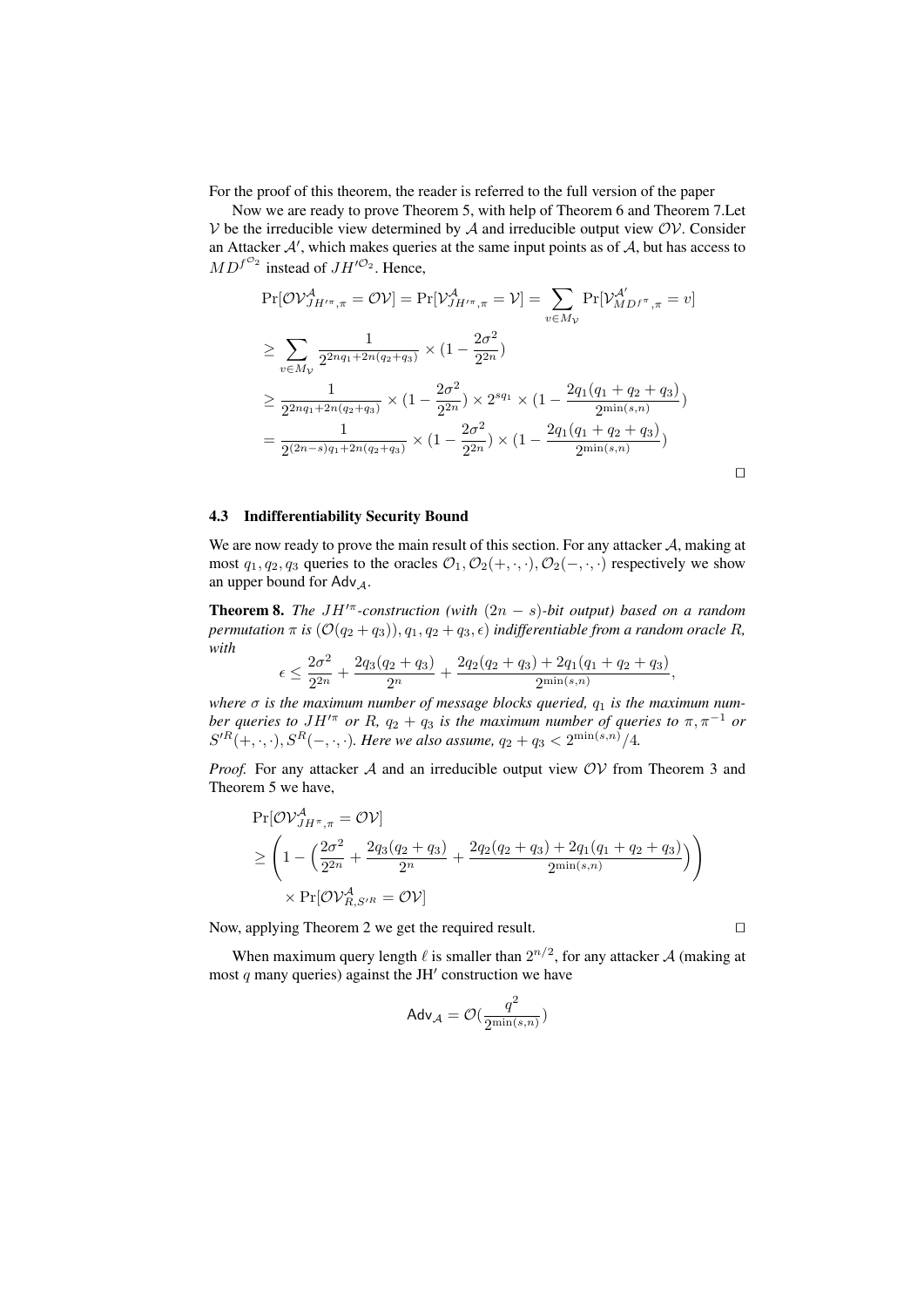For the proof of this theorem, the reader is referred to the full version of the paper

Now we are ready to prove Theorem 5, with help of Theorem 6 and Theorem 7.Let $\mathcal{V}$ be the irreducible view determined by $\mathcal{A}$ and irreducible output view $\mathcal{OV}$. Consider an Attacker $\mathcal{A}'$, which makes queries at the same input points as of $\mathcal{A}$, but has access to $MD^{f^{\mathcal{O}_2}}$ instead of $JH'^{\mathcal{O}_2}$. Hence,

$$
\begin{aligned}
&\Pr[\mathcal{OV}^{\mathcal{A}}_{JH'^{\pi},\pi} = \mathcal{OV}] = \Pr[\mathcal{V}^{\mathcal{A}}_{JH'^{\pi},\pi} = \mathcal{V}] = \sum_{v \in M_{\mathcal{V}}} \Pr[\mathcal{V}^{\mathcal{A}'}_{MD^{f^{\pi}},\pi} = v] \\
&\geq \sum_{v \in M_{\mathcal{V}}} \frac{1}{2^{2nq_1+2n(q_2+q_3)}} \times (1 - \frac{2\sigma^2}{2^{2n}}) \\
&\geq \frac{1}{2^{2nq_1+2n(q_2+q_3)}} \times (1 - \frac{2\sigma^2}{2^{2n}}) \times 2^{sq_1} \times (1 - \frac{2q_1(q_1+q_2+q_3)}{2^{\min(s,n)}}) \\
&= \frac{1}{2^{(2n-s)q_1+2n(q_2+q_3)}} \times (1 - \frac{2\sigma^2}{2^{2n}}) \times (1 - \frac{2q_1(q_1+q_2+q_3)}{2^{\min(s,n)}})
\end{aligned}
$$

□

### 4.3 Indifferentiability Security Bound

We are now ready to prove the main result of this section. For any attacker $\mathcal{A}$, making at most $q_1, q_2, q_3$ queries to the oracles $\mathcal{O}_1, \mathcal{O}_2(+,\cdot,\cdot), \mathcal{O}_2(-,\cdot,\cdot)$ respectively we show an upper bound for $\mathsf{Adv}_{\mathcal{A}}$.

**Theorem 8.** *The $JH'^{\pi}$-construction (with $(2n-s)$-bit output) based on a random permutation $\pi$ is $(\mathcal{O}(q_2+q_3)), q_1, q_2+q_3, \epsilon)$ indifferentiable from a random oracle $R$, with*

$$
\epsilon \leq \frac{2\sigma^2}{2^{2n}} + \frac{2q_3(q_2+q_3)}{2^n} + \frac{2q_2(q_2+q_3) + 2q_1(q_1+q_2+q_3)}{2^{\min(s,n)}},
$$

*where $\sigma$ is the maximum number of message blocks queried, $q_1$ is the maximum number queries to $JH'^{\pi}$ or $R$, $q_2+q_3$ is the maximum number of queries to $\pi, \pi^{-1}$ or $S'^{R}(+,\cdot,\cdot), S^{R}(-,\cdot,\cdot)$. Here we also assume, $q_2+q_3 < 2^{\min(s,n)}/4$.*

*Proof.* For any attacker $\mathcal{A}$ and an irreducible output view $\mathcal{OV}$ from Theorem 3 and Theorem 5 we have,

$$
\begin{aligned}
&\Pr[\mathcal{OV}^{\mathcal{A}}_{JH^{\pi},\pi} = \mathcal{OV}] \\
&\geq \left(1 - \Big(\frac{2\sigma^2}{2^{2n}} + \frac{2q_3(q_2+q_3)}{2^n} + \frac{2q_2(q_2+q_3) + 2q_1(q_1+q_2+q_3)}{2^{\min(s,n)}}\Big)\right) \\
&\quad \times \Pr[\mathcal{OV}^{\mathcal{A}}_{R,S'^{R}} = \mathcal{OV}]
\end{aligned}
$$

Now, applying Theorem 2 we get the required result. □

When maximum query length $\ell$ is smaller than $2^{n/2}$, for any attacker $\mathcal{A}$ (making at most $q$ many queries) against the JH$'$ construction we have

$$
\mathsf{Adv}_{\mathcal{A}} = \mathcal{O}(\frac{q^2}{2^{\min(s,n)}})
$$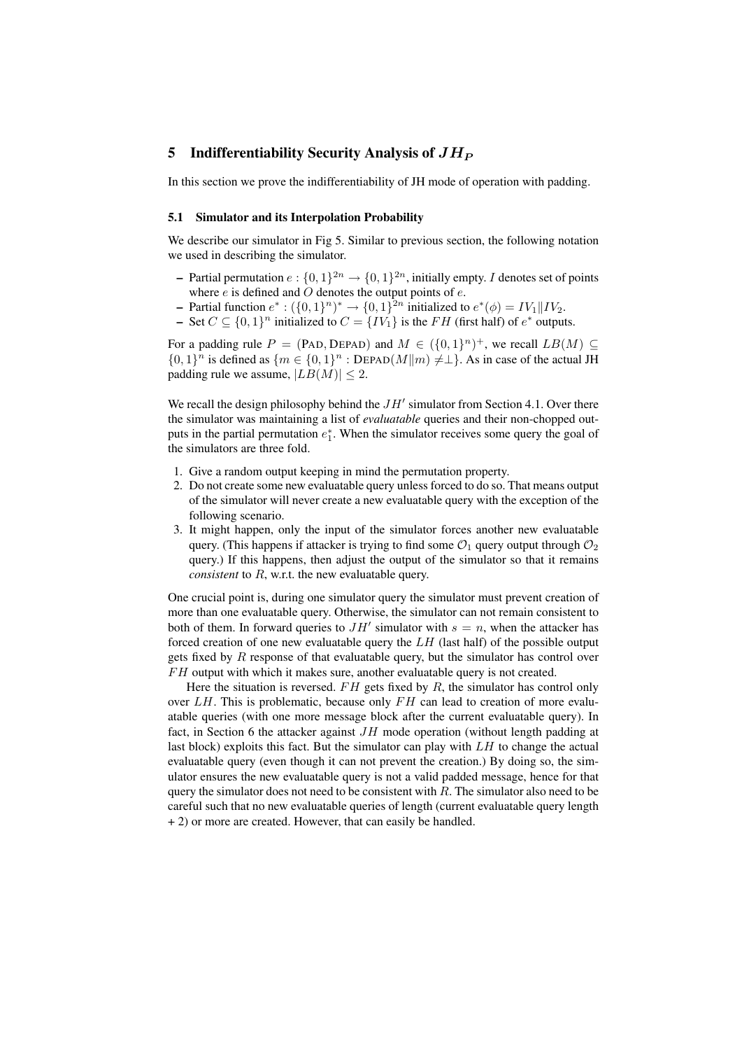## 5 Indifferentiability Security Analysis of $JH_P$

In this section we prove the indifferentiability of JH mode of operation with padding.

### 5.1 Simulator and its Interpolation Probability

We describe our simulator in Fig 5. Similar to previous section, the following notation we used in describing the simulator.

- Partial permutation $e : \{0,1\}^{2n} \to \{0,1\}^{2n}$, initially empty. $I$ denotes set of points where $e$ is defined and $O$ denotes the output points of $e$.
- Partial function $e^* : (\{0,1\}^n)^* \to \{0,1\}^{2n}$ initialized to $e^*(\phi) = IV_1 \| IV_2$.
- Set $C \subseteq \{0,1\}^n$ initialized to $C = \{IV_1\}$ is the $FH$ (first half) of $e^*$ outputs.

For a padding rule $P = (\text{PAD}, \text{DEPAD})$ and $M \in (\{0,1\}^n)^+$, we recall $LB(M) \subseteq \{0,1\}^n$ is defined as $\{m \in \{0,1\}^n : \text{DEPAD}(M \| m) \neq \perp\}$. As in case of the actual JH padding rule we assume, $|LB(M)| \leq 2$.

We recall the design philosophy behind the $JH'$ simulator from Section 4.1. Over there the simulator was maintaining a list of *evaluatable* queries and their non-chopped outputs in the partial permutation $e_1^*$. When the simulator receives some query the goal of the simulators are three fold.

1. Give a random output keeping in mind the permutation property.
2. Do not create some new evaluatable query unless forced to do so. That means output of the simulator will never create a new evaluatable query with the exception of the following scenario.
3. It might happen, only the input of the simulator forces another new evaluatable query. (This happens if attacker is trying to find some $\mathcal{O}_1$ query output through $\mathcal{O}_2$ query.) If this happens, then adjust the output of the simulator so that it remains *consistent* to $R$, w.r.t. the new evaluatable query.

One crucial point is, during one simulator query the simulator must prevent creation of more than one evaluatable query. Otherwise, the simulator can not remain consistent to both of them. In forward queries to $JH'$ simulator with $s = n$, when the attacker has forced creation of one new evaluatable query the $LH$ (last half) of the possible output gets fixed by $R$ response of that evaluatable query, but the simulator has control over $FH$ output with which it makes sure, another evaluatable query is not created.

Here the situation is reversed. $FH$ gets fixed by $R$, the simulator has control only over $LH$. This is problematic, because only $FH$ can lead to creation of more evaluatable queries (with one more message block after the current evaluatable query). In fact, in Section 6 the attacker against $JH$ mode operation (without length padding at last block) exploits this fact. But the simulator can play with $LH$ to change the actual evaluatable query (even though it can not prevent the creation.) By doing so, the simulator ensures the new evaluatable query is not a valid padded message, hence for that query the simulator does not need to be consistent with $R$. The simulator also need to be careful such that no new evaluatable queries of length (current evaluatable query length + 2) or more are created. However, that can easily be handled.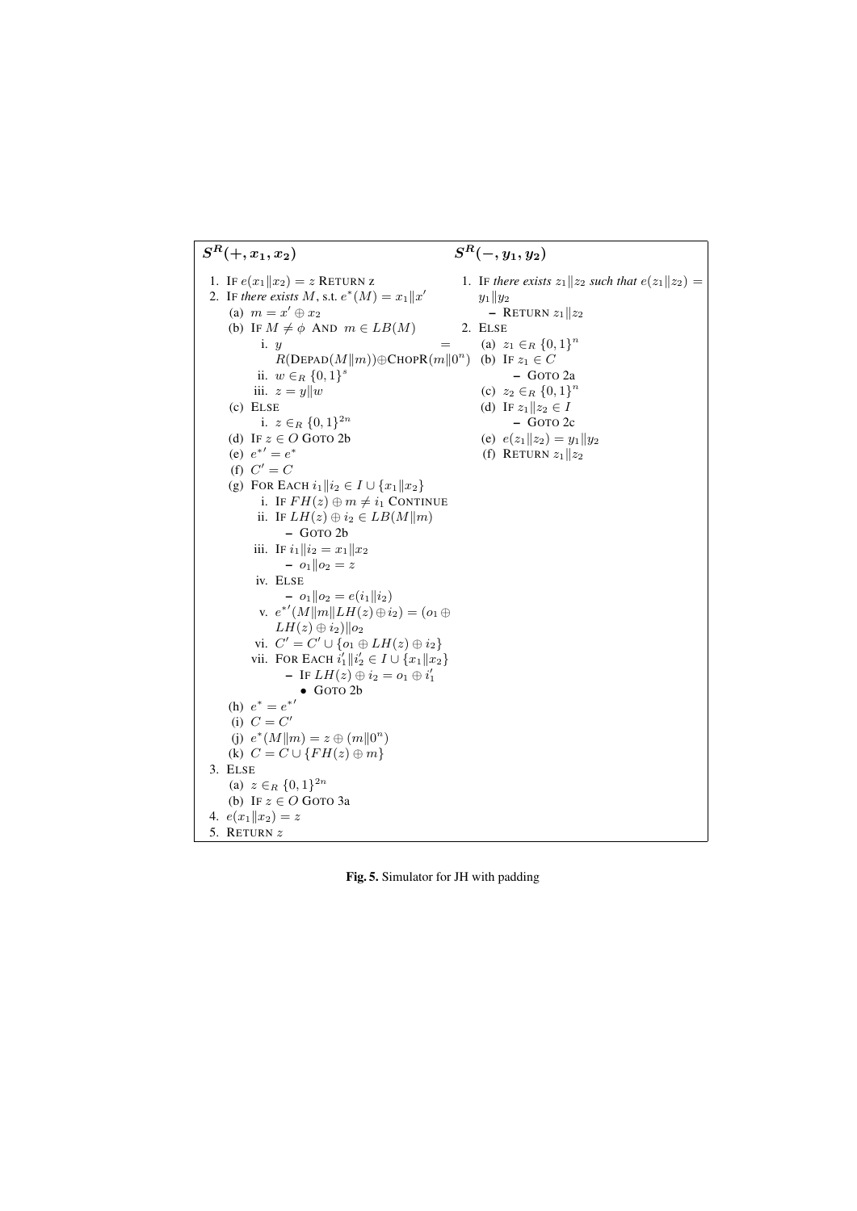**$S^R(+, x_1, x_2)$**

1. IF $e(x_1\|x_2) = z$ RETURN z
2. IF *there exists* $M$, s.t. $e^*(M) = x_1\|x'$
   (a) $m = x' \oplus x_2$
   (b) IF $M \neq \phi$ AND $m \in LB(M)$
      i. $y = R(\text{DEPAD}(M\|m)) \oplus \text{CHOPR}(m\|0^n)$
      ii. $w \in_R \{0,1\}^s$
      iii. $z = y\|w$
   (c) ELSE
      i. $z \in_R \{0,1\}^{2n}$
   (d) IF $z \in O$ GOTO 2b
   (e) $e^{*\prime} = e^*$
   (f) $C' = C$
   (g) FOR EACH $i_1\|i_2 \in I \cup \{x_1\|x_2\}$
      i. IF $FH(z) \oplus m \neq i_1$ CONTINUE
      ii. IF $LH(z) \oplus i_2 \in LB(M\|m)$
         – GOTO 2b
      iii. IF $i_1\|i_2 = x_1\|x_2$
         – $o_1\|o_2 = z$
      iv. ELSE
         – $o_1\|o_2 = e(i_1\|i_2)$
      v. $e^{*\prime}(M\|m\|LH(z) \oplus i_2) = (o_1 \oplus LH(z) \oplus i_2)\|o_2$
      vi. $C' = C' \cup \{o_1 \oplus LH(z) \oplus i_2\}$
      vii. FOR EACH $i_1'\|i_2' \in I \cup \{x_1\|x_2\}$
         – IF $LH(z) \oplus i_2 = o_1 \oplus i_1'$
            • GOTO 2b
   (h) $e^* = e^{*\prime}$
   (i) $C = C'$
   (j) $e^*(M\|m) = z \oplus (m\|0^n)$
   (k) $C = C \cup \{FH(z) \oplus m\}$
3. ELSE
   (a) $z \in_R \{0,1\}^{2n}$
   (b) IF $z \in O$ GOTO 3a
4. $e(x_1\|x_2) = z$
5. RETURN $z$

**$S^R(-, y_1, y_2)$**

1. IF *there exists* $z_1\|z_2$ *such that* $e(z_1\|z_2) = y_1\|y_2$
   – RETURN $z_1\|z_2$
2. ELSE
   (a) $z_1 \in_R \{0,1\}^n$
   (b) IF $z_1 \in C$
      – GOTO 2a
   (c) $z_2 \in_R \{0,1\}^n$
   (d) IF $z_1\|z_2 \in I$
      – GOTO 2c
   (e) $e(z_1\|z_2) = y_1\|y_2$
   (f) RETURN $z_1\|z_2$

**Fig. 5.** Simulator for JH with padding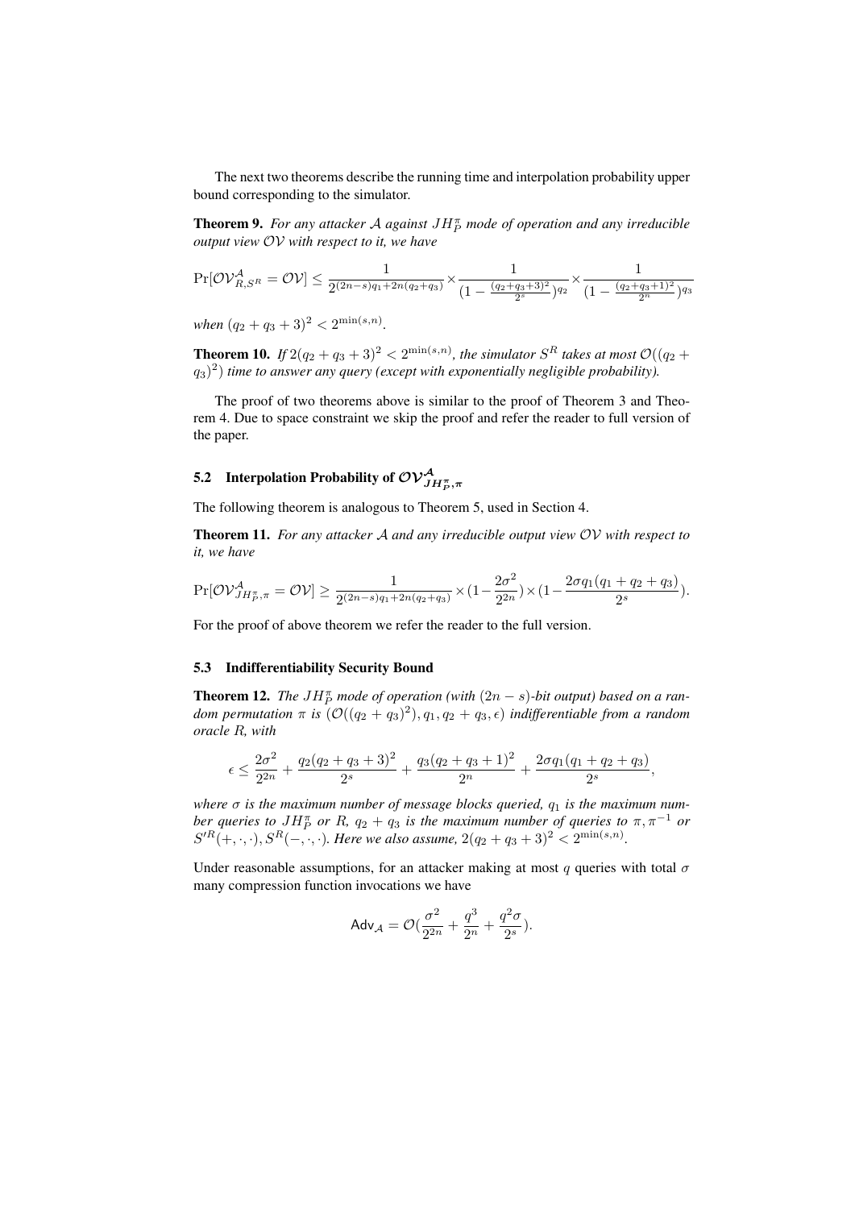The next two theorems describe the running time and interpolation probability upper bound corresponding to the simulator.

**Theorem 9.** *For any attacker $\mathcal{A}$ against $JH_P^{\pi}$ mode of operation and any irreducible output view $\mathcal{OV}$ with respect to it, we have*

$$\Pr[\mathcal{OV}^{\mathcal{A}}_{R,S^R} = \mathcal{OV}] \leq \frac{1}{2^{(2n-s)q_1+2n(q_2+q_3)}} \times \frac{1}{(1-\frac{(q_2+q_3+3)^2}{2^s})^{q_2}} \times \frac{1}{(1-\frac{(q_2+q_3+1)^2}{2^n})^{q_3}}$$

*when $(q_2+q_3+3)^2 < 2^{\min(s,n)}$.*

**Theorem 10.** *If $2(q_2+q_3+3)^2 < 2^{\min(s,n)}$, the simulator $S^R$ takes at most $\mathcal{O}((q_2+q_3)^2)$ time to answer any query (except with exponentially negligible probability).*

The proof of two theorems above is similar to the proof of Theorem 3 and Theorem 4. Due to space constraint we skip the proof and refer the reader to full version of the paper.

### 5.2 Interpolation Probability of $\mathcal{OV}^{\mathcal{A}}_{JH_P^{\pi},\pi}$

The following theorem is analogous to Theorem 5, used in Section 4.

**Theorem 11.** *For any attacker $\mathcal{A}$ and any irreducible output view $\mathcal{OV}$ with respect to it, we have*

$$\Pr[\mathcal{OV}^{\mathcal{A}}_{JH_P^{\pi},\pi} = \mathcal{OV}] \geq \frac{1}{2^{(2n-s)q_1+2n(q_2+q_3)}} \times (1-\frac{2\sigma^2}{2^{2n}}) \times (1-\frac{2\sigma q_1(q_1+q_2+q_3)}{2^s}).$$

For the proof of above theorem we refer the reader to the full version.

### 5.3 Indifferentiability Security Bound

**Theorem 12.** *The $JH_P^{\pi}$ mode of operation (with $(2n-s)$-bit output) based on a random permutation $\pi$ is $(\mathcal{O}((q_2+q_3)^2), q_1, q_2+q_3, \epsilon)$ indifferentiable from a random oracle $R$, with*

$$\epsilon \leq \frac{2\sigma^2}{2^{2n}} + \frac{q_2(q_2+q_3+3)^2}{2^s} + \frac{q_3(q_2+q_3+1)^2}{2^n} + \frac{2\sigma q_1(q_1+q_2+q_3)}{2^s},$$

*where $\sigma$ is the maximum number of message blocks queried, $q_1$ is the maximum number queries to $JH_P^{\pi}$ or $R$, $q_2+q_3$ is the maximum number of queries to $\pi, \pi^{-1}$ or $S'^R(+,\cdot,\cdot), S^R(-,\cdot,\cdot)$. Here we also assume, $2(q_2+q_3+3)^2 < 2^{\min(s,n)}$.*

Under reasonable assumptions, for an attacker making at most $q$ queries with total $\sigma$ many compression function invocations we have

$$\mathsf{Adv}_{\mathcal{A}} = \mathcal{O}(\frac{\sigma^2}{2^{2n}} + \frac{q^3}{2^n} + \frac{q^2\sigma}{2^s}).$$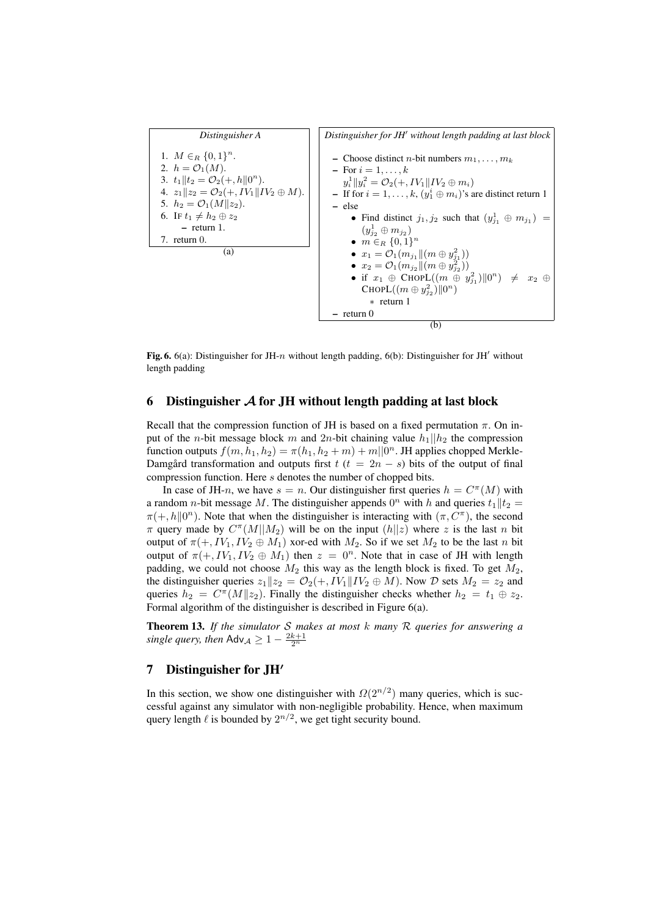**Distinguisher A**

1. $M \in_R \{0,1\}^n$.
2. $h = \mathcal{O}_1(M)$.
3. $t_1 \| t_2 = \mathcal{O}_2(+, h\|0^n)$.
4. $z_1 \| z_2 = \mathcal{O}_2(+, IV_1 \| IV_2 \oplus M)$.
5. $h_2 = \mathcal{O}_1(M \| z_2)$.
6. IF $t_1 \neq h_2 \oplus z_2$
   - return 1.
7. return 0.

(a)

**Distinguisher for JH′ without length padding at last block**

- Choose distinct $n$-bit numbers $m_1, \ldots, m_k$
- For $i = 1, \ldots, k$
  $y_i^1 \| y_i^2 = \mathcal{O}_2(+, IV_1 \| IV_2 \oplus m_i)$
- If for $i = 1, \ldots, k$, $(y_1^i \oplus m_i)$'s are distinct return 1
- else
  - Find distinct $j_1, j_2$ such that $(y_{j_1}^1 \oplus m_{j_1}) = (y_{j_2}^1 \oplus m_{j_2})$
  - $m \in_R \{0,1\}^n$
  - $x_1 = \mathcal{O}_1(m_{j_1} \| (m \oplus y_{j_1}^2))$
  - $x_2 = \mathcal{O}_1(m_{j_2} \| (m \oplus y_{j_2}^2))$
  - if $x_1 \oplus \text{CHOPL}((m \oplus y_{j_1}^2) \| 0^n) \neq x_2 \oplus \text{CHOPL}((m \oplus y_{j_2}^2) \| 0^n)$
    - return 1
- return 0

(b)

**Fig. 6.** 6(a): Distinguisher for JH-$n$ without length padding, 6(b): Distinguisher for JH′ without length padding

## 6 Distinguisher $\mathcal{A}$ for JH without length padding at last block

Recall that the compression function of JH is based on a fixed permutation $\pi$. On input of the $n$-bit message block $m$ and $2n$-bit chaining value $h_1||h_2$ the compression function outputs $f(m, h_1, h_2) = \pi(h_1, h_2 + m) + m||0^n$. JH applies chopped Merkle-Damgård transformation and outputs first $t$ ($t = 2n - s$) bits of the output of final compression function. Here $s$ denotes the number of chopped bits.

In case of JH-$n$, we have $s = n$. Our distinguisher first queries $h = C^{\pi}(M)$ with a random $n$-bit message $M$. The distinguisher appends $0^n$ with $h$ and queries $t_1 \| t_2 = \pi(+, h\|0^n)$. Note that when the distinguisher is interacting with $(\pi, C^{\pi})$, the second $\pi$ query made by $C^{\pi}(M||M_2)$ will be on the input $(h||z)$ where $z$ is the last $n$ bit output of $\pi(+, IV_1, IV_2 \oplus M_1)$ xor-ed with $M_2$. So if we set $M_2$ to be the last $n$ bit output of $\pi(+, IV_1, IV_2 \oplus M_1)$ then $z = 0^n$. Note that in case of JH with length padding, we could not choose $M_2$ this way as the length block is fixed. To get $M_2$, the distinguisher queries $z_1 \| z_2 = \mathcal{O}_2(+, IV_1 \| IV_2 \oplus M)$. Now $\mathcal{D}$ sets $M_2 = z_2$ and queries $h_2 = C^{\pi}(M \| z_2)$. Finally the distinguisher checks whether $h_2 = t_1 \oplus z_2$. Formal algorithm of the distinguisher is described in Figure 6(a).

**Theorem 13.** *If the simulator $\mathcal{S}$ makes at most $k$ many $\mathcal{R}$ queries for answering a single query, then* $\mathsf{Adv}_{\mathcal{A}} \geq 1 - \frac{2k+1}{2^n}$

## 7 Distinguisher for JH′

In this section, we show one distinguisher with $\Omega(2^{n/2})$ many queries, which is successful against any simulator with non-negligible probability. Hence, when maximum query length $\ell$ is bounded by $2^{n/2}$, we get tight security bound.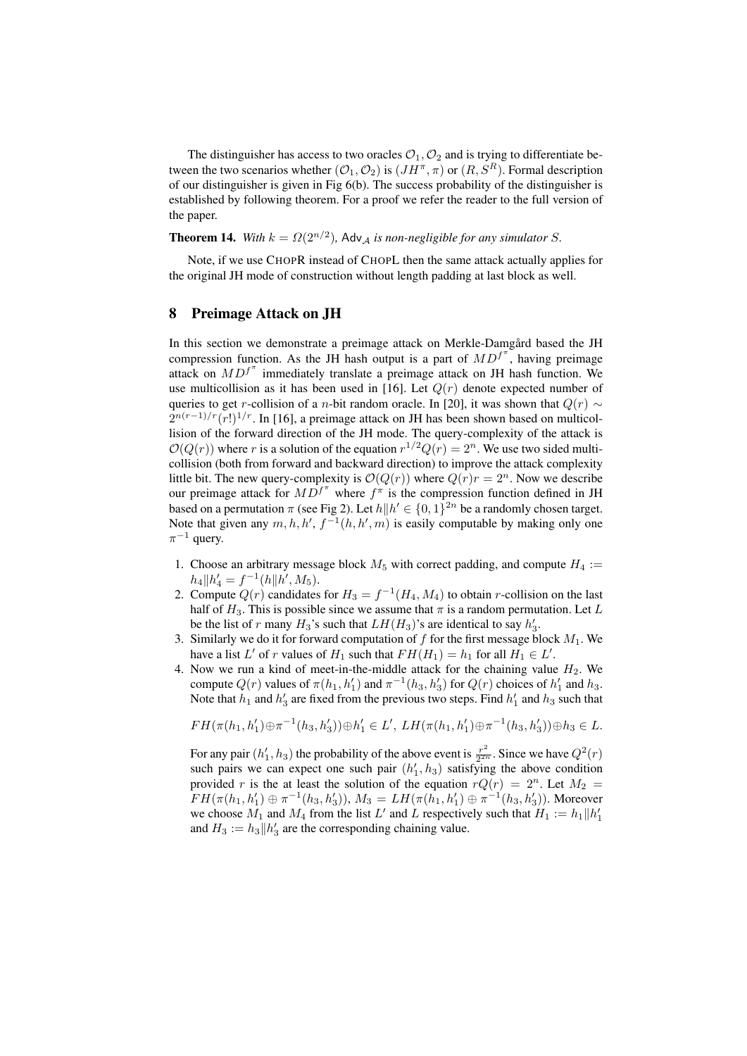The distinguisher has access to two oracles $\mathcal{O}_1, \mathcal{O}_2$ and is trying to differentiate between the two scenarios whether $(\mathcal{O}_1, \mathcal{O}_2)$ is $(JH^\pi, \pi)$ or $(R, S^R)$. Formal description of our distinguisher is given in Fig 6(b). The success probability of the distinguisher is established by following theorem. For a proof we refer the reader to the full version of the paper.

**Theorem 14.** *With $k = \Omega(2^{n/2})$, $\mathsf{Adv}_\mathcal{A}$ is non-negligible for any simulator $S$.*

Note, if we use CHOPR instead of CHOPL then the same attack actually applies for the original JH mode of construction without length padding at last block as well.

## 8 Preimage Attack on JH

In this section we demonstrate a preimage attack on Merkle-Damgård based the JH compression function. As the JH hash output is a part of $MD^{f^\pi}$, having preimage attack on $MD^{f^\pi}$ immediately translate a preimage attack on JH hash function. We use multicollision as it has been used in [16]. Let $Q(r)$ denote expected number of queries to get $r$-collision of a $n$-bit random oracle. In [20], it was shown that $Q(r) \sim 2^{n(r-1)/r}(r!)^{1/r}$. In [16], a preimage attack on JH has been shown based on multicollision of the forward direction of the JH mode. The query-complexity of the attack is $\mathcal{O}(Q(r))$ where $r$ is a solution of the equation $r^{1/2}Q(r) = 2^n$. We use two sided multicollision (both from forward and backward direction) to improve the attack complexity little bit. The new query-complexity is $\mathcal{O}(Q(r))$ where $Q(r)r = 2^n$. Now we describe our preimage attack for $MD^{f^\pi}$ where $f^\pi$ is the compression function defined in JH based on a permutation $\pi$ (see Fig 2). Let $h\|h' \in \{0,1\}^{2n}$ be a randomly chosen target. Note that given any $m, h, h'$, $f^{-1}(h, h', m)$ is easily computable by making only one $\pi^{-1}$ query.

1. Choose an arbitrary message block $M_5$ with correct padding, and compute $H_4 := h_4\|h'_4 = f^{-1}(h\|h', M_5)$.
2. Compute $Q(r)$ candidates for $H_3 = f^{-1}(H_4, M_4)$ to obtain $r$-collision on the last half of $H_3$. This is possible since we assume that $\pi$ is a random permutation. Let $L$ be the list of $r$ many $H_3$'s such that $LH(H_3)$'s are identical to say $h'_3$.
3. Similarly we do it for forward computation of $f$ for the first message block $M_1$. We have a list $L'$ of $r$ values of $H_1$ such that $FH(H_1) = h_1$ for all $H_1 \in L'$.
4. Now we run a kind of meet-in-the-middle attack for the chaining value $H_2$. We compute $Q(r)$ values of $\pi(h_1, h'_1)$ and $\pi^{-1}(h_3, h'_3)$ for $Q(r)$ choices of $h'_1$ and $h_3$. Note that $h_1$ and $h'_3$ are fixed from the previous two steps. Find $h'_1$ and $h_3$ such that

$$FH(\pi(h_1, h'_1) \oplus \pi^{-1}(h_3, h'_3)) \oplus h'_1 \in L', \; LH(\pi(h_1, h'_1) \oplus \pi^{-1}(h_3, h'_3)) \oplus h_3 \in L.$$

For any pair $(h'_1, h_3)$ the probability of the above event is $\frac{r^2}{2^{2n}}$. Since we have $Q^2(r)$ such pairs we can expect one such pair $(h'_1, h_3)$ satisfying the above condition provided $r$ is the at least the solution of the equation $rQ(r) = 2^n$. Let $M_2 = FH(\pi(h_1, h'_1) \oplus \pi^{-1}(h_3, h'_3))$, $M_3 = LH(\pi(h_1, h'_1) \oplus \pi^{-1}(h_3, h'_3))$. Moreover we choose $M_1$ and $M_4$ from the list $L'$ and $L$ respectively such that $H_1 := h_1\|h'_1$ and $H_3 := h_3\|h'_3$ are the corresponding chaining value.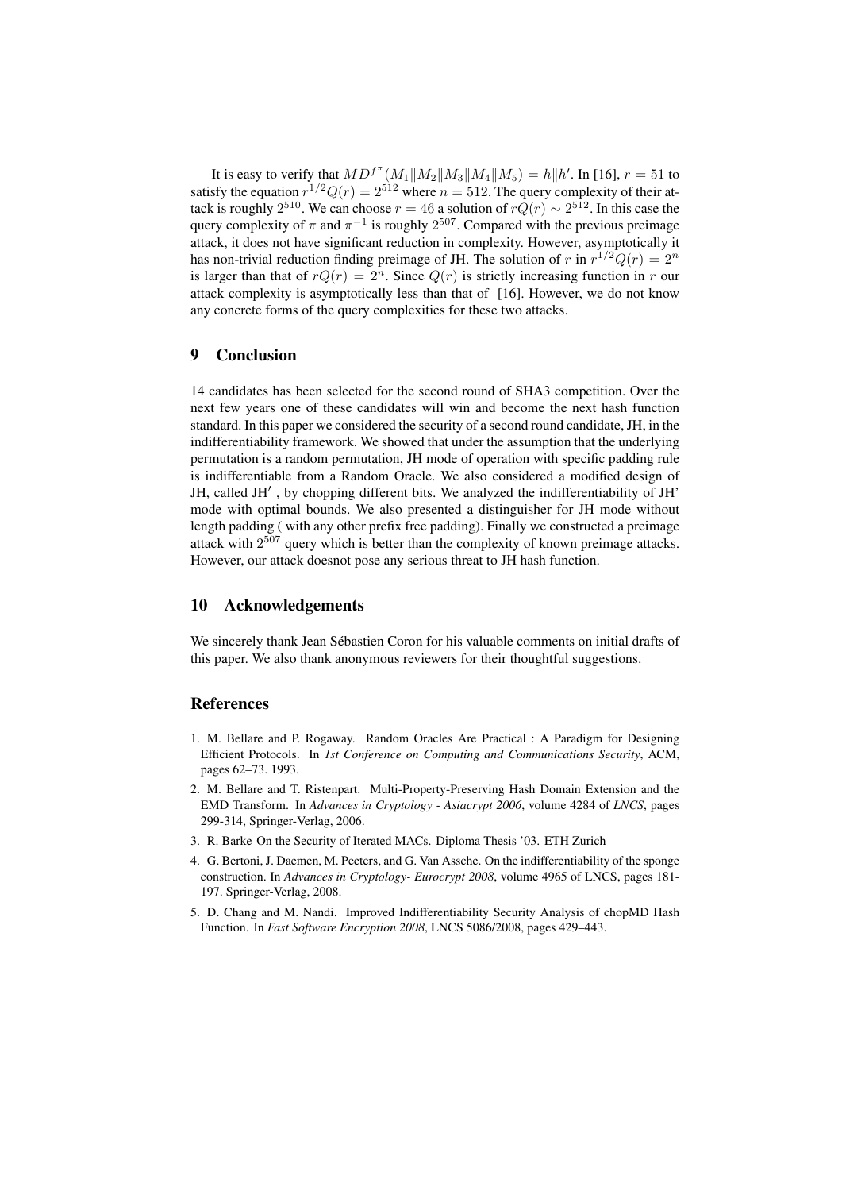It is easy to verify that $MD^{f^{\pi}}(M_1\|M_2\|M_3\|M_4\|M_5) = h\|h'$. In [16], $r = 51$ to satisfy the equation $r^{1/2}Q(r) = 2^{512}$ where $n = 512$. The query complexity of their attack is roughly $2^{510}$. We can choose $r = 46$ a solution of $rQ(r) \sim 2^{512}$. In this case the query complexity of $\pi$ and $\pi^{-1}$ is roughly $2^{507}$. Compared with the previous preimage attack, it does not have significant reduction in complexity. However, asymptotically it has non-trivial reduction finding preimage of JH. The solution of $r$ in $r^{1/2}Q(r) = 2^n$ is larger than that of $rQ(r) = 2^n$. Since $Q(r)$ is strictly increasing function in $r$ our attack complexity is asymptotically less than that of [16]. However, we do not know any concrete forms of the query complexities for these two attacks.

## 9 Conclusion

14 candidates has been selected for the second round of SHA3 competition. Over the next few years one of these candidates will win and become the next hash function standard. In this paper we considered the security of a second round candidate, JH, in the indifferentiability framework. We showed that under the assumption that the underlying permutation is a random permutation, JH mode of operation with specific padding rule is indifferentiable from a Random Oracle. We also considered a modified design of JH, called JH$'$ , by chopping different bits. We analyzed the indifferentiability of JH' mode with optimal bounds. We also presented a distinguisher for JH mode without length padding ( with any other prefix free padding). Finally we constructed a preimage attack with $2^{507}$ query which is better than the complexity of known preimage attacks. However, our attack doesnot pose any serious threat to JH hash function.

## 10 Acknowledgements

We sincerely thank Jean Sébastien Coron for his valuable comments on initial drafts of this paper. We also thank anonymous reviewers for their thoughtful suggestions.

## References

1. M. Bellare and P. Rogaway. Random Oracles Are Practical : A Paradigm for Designing Efficient Protocols. In *1st Conference on Computing and Communications Security*, ACM, pages 62–73. 1993.
2. M. Bellare and T. Ristenpart. Multi-Property-Preserving Hash Domain Extension and the EMD Transform. In *Advances in Cryptology - Asiacrypt 2006*, volume 4284 of *LNCS*, pages 299-314, Springer-Verlag, 2006.
3. R. Barke On the Security of Iterated MACs. Diploma Thesis '03. ETH Zurich
4. G. Bertoni, J. Daemen, M. Peeters, and G. Van Assche. On the indifferentiability of the sponge construction. In *Advances in Cryptology- Eurocrypt 2008*, volume 4965 of LNCS, pages 181-197. Springer-Verlag, 2008.
5. D. Chang and M. Nandi. Improved Indifferentiability Security Analysis of chopMD Hash Function. In *Fast Software Encryption 2008*, LNCS 5086/2008, pages 429–443.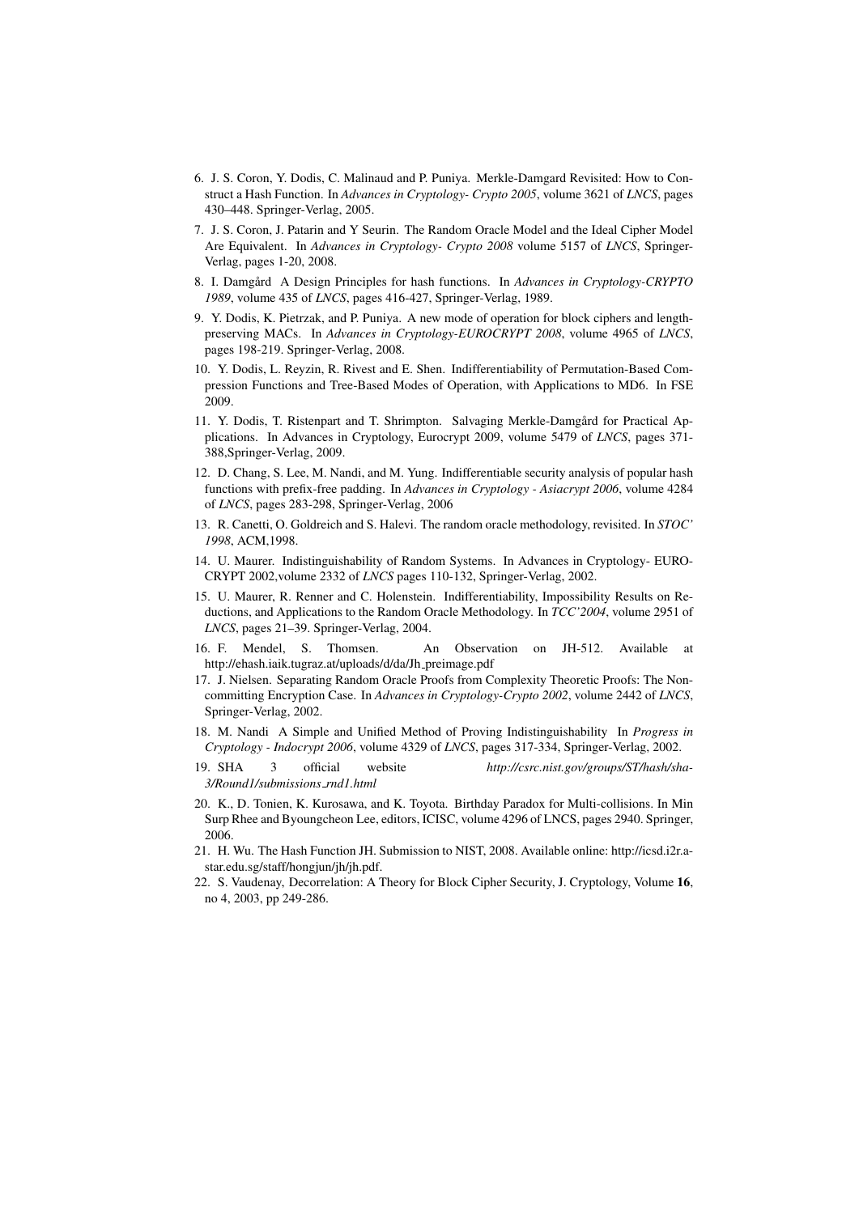6. J. S. Coron, Y. Dodis, C. Malinaud and P. Puniya. Merkle-Damgard Revisited: How to Construct a Hash Function. In *Advances in Cryptology- Crypto 2005*, volume 3621 of *LNCS*, pages 430–448. Springer-Verlag, 2005.
7. J. S. Coron, J. Patarin and Y Seurin. The Random Oracle Model and the Ideal Cipher Model Are Equivalent. In *Advances in Cryptology- Crypto 2008* volume 5157 of *LNCS*, Springer-Verlag, pages 1-20, 2008.
8. I. Damgård A Design Principles for hash functions. In *Advances in Cryptology-CRYPTO 1989*, volume 435 of *LNCS*, pages 416-427, Springer-Verlag, 1989.
9. Y. Dodis, K. Pietrzak, and P. Puniya. A new mode of operation for block ciphers and length-preserving MACs. In *Advances in Cryptology-EUROCRYPT 2008*, volume 4965 of *LNCS*, pages 198-219. Springer-Verlag, 2008.
10. Y. Dodis, L. Reyzin, R. Rivest and E. Shen. Indifferentiability of Permutation-Based Compression Functions and Tree-Based Modes of Operation, with Applications to MD6. In FSE 2009.
11. Y. Dodis, T. Ristenpart and T. Shrimpton. Salvaging Merkle-Damgård for Practical Applications. In Advances in Cryptology, Eurocrypt 2009, volume 5479 of *LNCS*, pages 371-388,Springer-Verlag, 2009.
12. D. Chang, S. Lee, M. Nandi, and M. Yung. Indifferentiable security analysis of popular hash functions with prefix-free padding. In *Advances in Cryptology - Asiacrypt 2006*, volume 4284 of *LNCS*, pages 283-298, Springer-Verlag, 2006
13. R. Canetti, O. Goldreich and S. Halevi. The random oracle methodology, revisited. In *STOC' 1998*, ACM,1998.
14. U. Maurer. Indistinguishability of Random Systems. In Advances in Cryptology- EUROCRYPT 2002,volume 2332 of *LNCS* pages 110-132, Springer-Verlag, 2002.
15. U. Maurer, R. Renner and C. Holenstein. Indifferentiability, Impossibility Results on Reductions, and Applications to the Random Oracle Methodology. In *TCC'2004*, volume 2951 of *LNCS*, pages 21–39. Springer-Verlag, 2004.
16. F. Mendel, S. Thomsen. An Observation on JH-512. Available at http://ehash.iaik.tugraz.at/uploads/d/da/Jh_preimage.pdf
17. J. Nielsen. Separating Random Oracle Proofs from Complexity Theoretic Proofs: The Non-committing Encryption Case. In *Advances in Cryptology-Crypto 2002*, volume 2442 of *LNCS*, Springer-Verlag, 2002.
18. M. Nandi A Simple and Unified Method of Proving Indistinguishability In *Progress in Cryptology - Indocrypt 2006*, volume 4329 of *LNCS*, pages 317-334, Springer-Verlag, 2002.
19. SHA 3 official website *http://csrc.nist.gov/groups/ST/hash/sha-3/Round1/submissions_rnd1.html*
20. K., D. Tonien, K. Kurosawa, and K. Toyota. Birthday Paradox for Multi-collisions. In Min Surp Rhee and Byoungcheon Lee, editors, ICISC, volume 4296 of LNCS, pages 2940. Springer, 2006.
21. H. Wu. The Hash Function JH. Submission to NIST, 2008. Available online: http://icsd.i2r.a-star.edu.sg/staff/hongjun/jh/jh.pdf.
22. S. Vaudenay, Decorrelation: A Theory for Block Cipher Security, J. Cryptology, Volume **16**, no 4, 2003, pp 249-286.